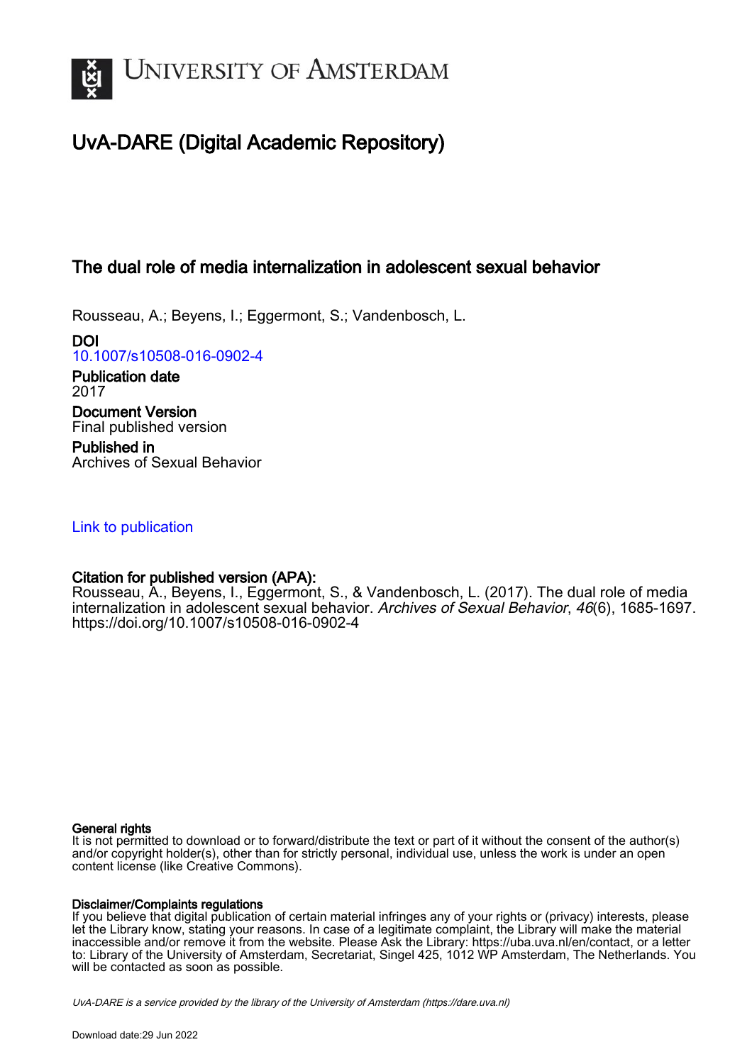# UvA-DARE (Digital Academic Repository)

## The dual role of media internalization in adolescent sexual behavior

Rousseau, A.; Beyens, I.; Eggermont, S.; Vandenbosch, L.

**DOI**
10.1007/s10508-016-0902-4

**Publication date**
2017

**Document Version**
Final published version

**Published in**
Archives of Sexual Behavior

Link to publication

**Citation for published version (APA):**
Rousseau, A., Beyens, I., Eggermont, S., & Vandenbosch, L. (2017). The dual role of media internalization in adolescent sexual behavior. *Archives of Sexual Behavior*, *46*(6), 1685-1697. https://doi.org/10.1007/s10508-016-0902-4

**General rights**
It is not permitted to download or to forward/distribute the text or part of it without the consent of the author(s) and/or copyright holder(s), other than for strictly personal, individual use, unless the work is under an open content license (like Creative Commons).

**Disclaimer/Complaints regulations**
If you believe that digital publication of certain material infringes any of your rights or (privacy) interests, please let the Library know, stating your reasons. In case of a legitimate complaint, the Library will make the material inaccessible and/or remove it from the website. Please Ask the Library: https://uba.uva.nl/en/contact, or a letter to: Library of the University of Amsterdam, Secretariat, Singel 425, 1012 WP Amsterdam, The Netherlands. You will be contacted as soon as possible.

*UvA-DARE is a service provided by the library of the University of Amsterdam (https://dare.uva.nl)*

Download date:29 Jun 2022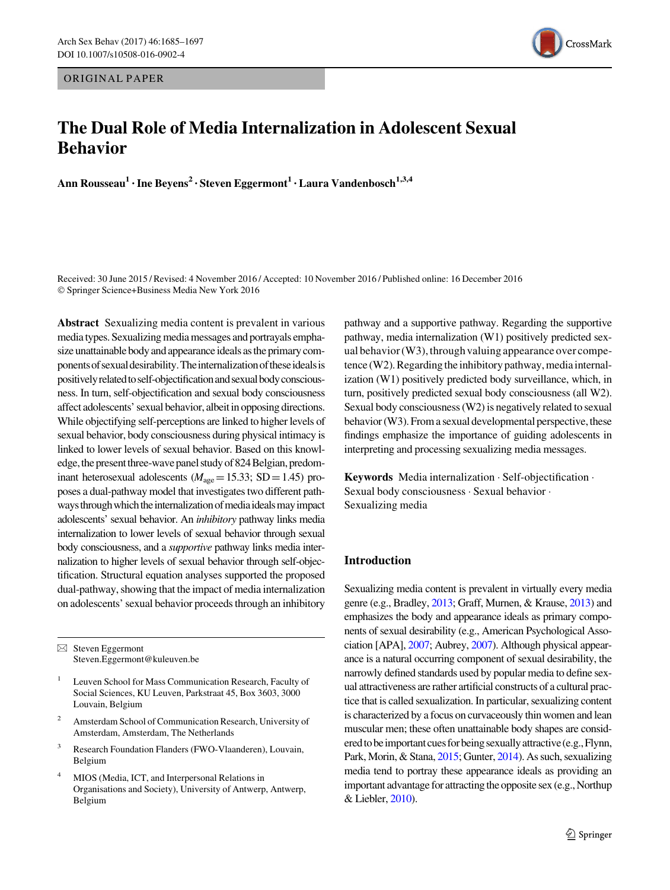# The Dual Role of Media Internalization in Adolescent Sexual Behavior

**Ann Rousseau**[1] · **Ine Beyens**[2] · **Steven Eggermont**[1] · **Laura Vandenbosch**[1,3,4]

Received: 30 June 2015 / Revised: 4 November 2016 / Accepted: 10 November 2016 / Published online: 16 December 2016
© Springer Science+Business Media New York 2016

**Abstract** Sexualizing media content is prevalent in various media types. Sexualizing media messages and portrayals emphasize unattainable body and appearance ideals as the primary components of sexual desirability. The internalization of these ideals is positively related to self-objectification and sexual body consciousness. In turn, self-objectification and sexual body consciousness affect adolescents' sexual behavior, albeit in opposing directions. While objectifying self-perceptions are linked to higher levels of sexual behavior, body consciousness during physical intimacy is linked to lower levels of sexual behavior. Based on this knowledge, the present three-wave panel study of 824 Belgian, predominant heterosexual adolescents ($M_{age} = 15.33$; SD $= 1.45$) proposes a dual-pathway model that investigates two different pathways through which the internalization of media ideals may impact adolescents' sexual behavior. An *inhibitory* pathway links media internalization to lower levels of sexual behavior through sexual body consciousness, and a *supportive* pathway links media internalization to higher levels of sexual behavior through self-objectification. Structural equation analyses supported the proposed dual-pathway, showing that the impact of media internalization on adolescents' sexual behavior proceeds through an inhibitory pathway and a supportive pathway. Regarding the supportive pathway, media internalization (W1) positively predicted sexual behavior (W3), through valuing appearance over competence (W2). Regarding the inhibitory pathway, media internalization (W1) positively predicted body surveillance, which, in turn, positively predicted sexual body consciousness (all W2). Sexual body consciousness (W2) is negatively related to sexual behavior (W3). From a sexual developmental perspective, these findings emphasize the importance of guiding adolescents in interpreting and processing sexualizing media messages.

**Keywords** Media internalization · Self-objectification · Sexual body consciousness · Sexual behavior · Sexualizing media

✉ Steven Eggermont
Steven.Eggermont@kuleuven.be

[1] Leuven School for Mass Communication Research, Faculty of Social Sciences, KU Leuven, Parkstraat 45, Box 3603, 3000 Louvain, Belgium

[2] Amsterdam School of Communication Research, University of Amsterdam, Amsterdam, The Netherlands

[3] Research Foundation Flanders (FWO-Vlaanderen), Louvain, Belgium

[4] MIOS (Media, ICT, and Interpersonal Relations in Organisations and Society), University of Antwerp, Antwerp, Belgium

## Introduction

Sexualizing media content is prevalent in virtually every media genre (e.g., Bradley, 2013; Graff, Murnen, & Krause, 2013) and emphasizes the body and appearance ideals as primary components of sexual desirability (e.g., American Psychological Association [APA], 2007; Aubrey, 2007). Although physical appearance is a natural occurring component of sexual desirability, the narrowly defined standards used by popular media to define sexual attractiveness are rather artificial constructs of a cultural practice that is called sexualization. In particular, sexualizing content is characterized by a focus on curvaceously thin women and lean muscular men; these often unattainable body shapes are considered to be important cues for being sexually attractive (e.g., Flynn, Park, Morin, & Stana, 2015; Gunter, 2014). As such, sexualizing media tend to portray these appearance ideals as providing an important advantage for attracting the opposite sex (e.g., Northup & Liebler, 2010).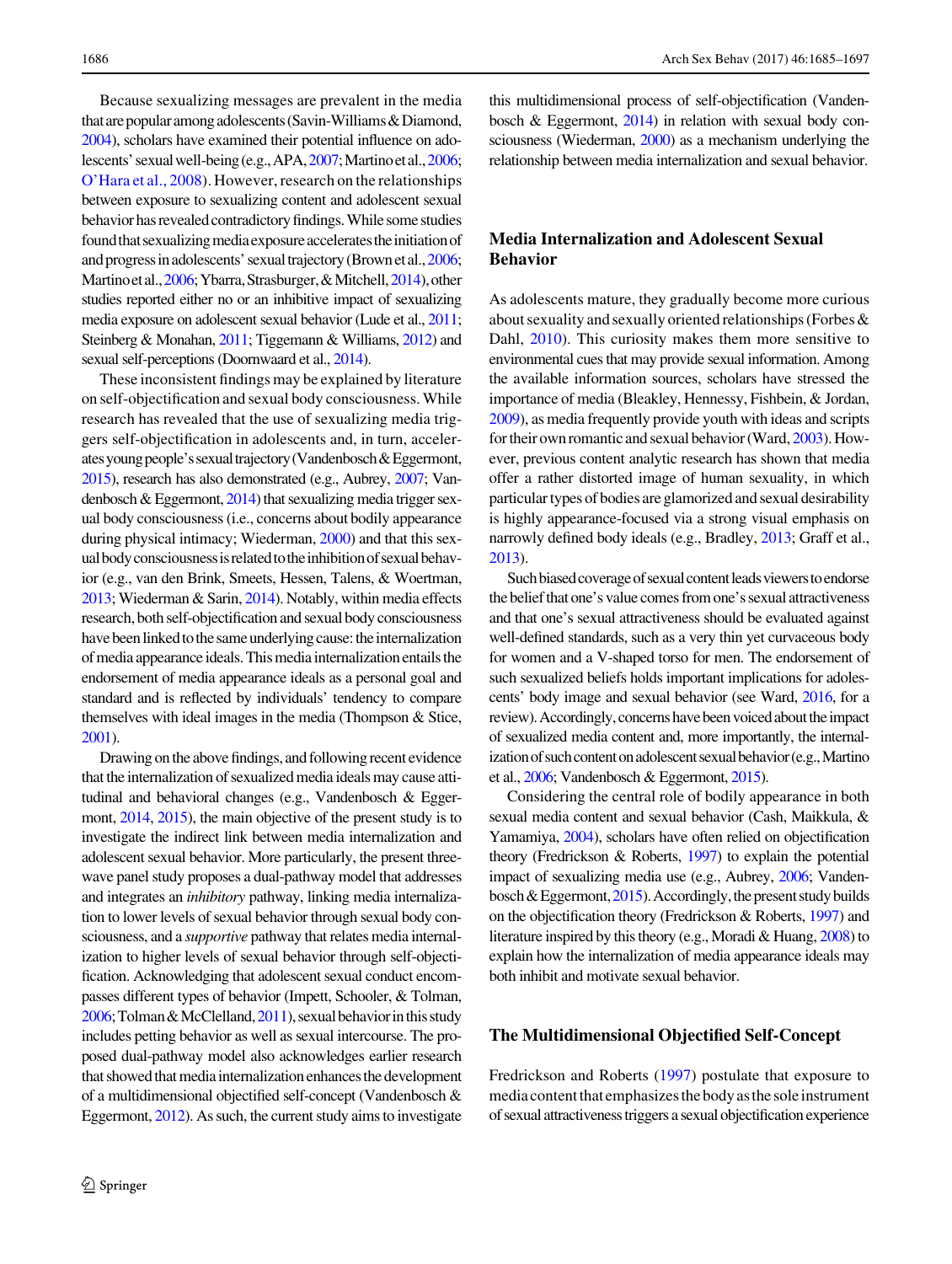Because sexualizing messages are prevalent in the media that are popular among adolescents (Savin-Williams & Diamond, 2004), scholars have examined their potential influence on adolescents' sexual well-being (e.g., APA, 2007; Martino et al., 2006; O'Hara et al., 2008). However, research on the relationships between exposure to sexualizing content and adolescent sexual behavior has revealed contradictory findings. While some studies found that sexualizing media exposure accelerates the initiation of and progress in adolescents' sexual trajectory (Brown et al., 2006; Martino et al., 2006; Ybarra, Strasburger, & Mitchell, 2014), other studies reported either no or an inhibitive impact of sexualizing media exposure on adolescent sexual behavior (Lude et al., 2011; Steinberg & Monahan, 2011; Tiggemann & Williams, 2012) and sexual self-perceptions (Doornwaard et al., 2014).

These inconsistent findings may be explained by literature on self-objectification and sexual body consciousness. While research has revealed that the use of sexualizing media triggers self-objectification in adolescents and, in turn, accelerates young people's sexual trajectory (Vandenbosch & Eggermont, 2015), research has also demonstrated (e.g., Aubrey, 2007; Vandenbosch & Eggermont, 2014) that sexualizing media trigger sexual body consciousness (i.e., concerns about bodily appearance during physical intimacy; Wiederman, 2000) and that this sexual body consciousness is related to the inhibition of sexual behavior (e.g., van den Brink, Smeets, Hessen, Talens, & Woertman, 2013; Wiederman & Sarin, 2014). Notably, within media effects research, both self-objectification and sexual body consciousness have been linked to the same underlying cause: the internalization of media appearance ideals. This media internalization entails the endorsement of media appearance ideals as a personal goal and standard and is reflected by individuals' tendency to compare themselves with ideal images in the media (Thompson & Stice, 2001).

Drawing on the above findings, and following recent evidence that the internalization of sexualized media ideals may cause attitudinal and behavioral changes (e.g., Vandenbosch & Eggermont, 2014, 2015), the main objective of the present study is to investigate the indirect link between media internalization and adolescent sexual behavior. More particularly, the present three-wave panel study proposes a dual-pathway model that addresses and integrates an *inhibitory* pathway, linking media internalization to lower levels of sexual behavior through sexual body consciousness, and a *supportive* pathway that relates media internalization to higher levels of sexual behavior through self-objectification. Acknowledging that adolescent sexual conduct encompasses different types of behavior (Impett, Schooler, & Tolman, 2006; Tolman & McClelland, 2011), sexual behavior in this study includes petting behavior as well as sexual intercourse. The proposed dual-pathway model also acknowledges earlier research that showed that media internalization enhances the development of a multidimensional objectified self-concept (Vandenbosch & Eggermont, 2012). As such, the current study aims to investigate this multidimensional process of self-objectification (Vandenbosch & Eggermont, 2014) in relation with sexual body consciousness (Wiederman, 2000) as a mechanism underlying the relationship between media internalization and sexual behavior.

## Media Internalization and Adolescent Sexual Behavior

As adolescents mature, they gradually become more curious about sexuality and sexually oriented relationships (Forbes & Dahl, 2010). This curiosity makes them more sensitive to environmental cues that may provide sexual information. Among the available information sources, scholars have stressed the importance of media (Bleakley, Hennessy, Fishbein, & Jordan, 2009), as media frequently provide youth with ideas and scripts for their own romantic and sexual behavior (Ward, 2003). However, previous content analytic research has shown that media offer a rather distorted image of human sexuality, in which particular types of bodies are glamorized and sexual desirability is highly appearance-focused via a strong visual emphasis on narrowly defined body ideals (e.g., Bradley, 2013; Graff et al., 2013).

Such biased coverage of sexual content leads viewers to endorse the belief that one's value comes from one's sexual attractiveness and that one's sexual attractiveness should be evaluated against well-defined standards, such as a very thin yet curvaceous body for women and a V-shaped torso for men. The endorsement of such sexualized beliefs holds important implications for adolescents' body image and sexual behavior (see Ward, 2016, for a review). Accordingly, concerns have been voiced about the impact of sexualized media content and, more importantly, the internalization of such content on adolescent sexual behavior (e.g., Martino et al., 2006; Vandenbosch & Eggermont, 2015).

Considering the central role of bodily appearance in both sexual media content and sexual behavior (Cash, Maikkula, & Yamamiya, 2004), scholars have often relied on objectification theory (Fredrickson & Roberts, 1997) to explain the potential impact of sexualizing media use (e.g., Aubrey, 2006; Vandenbosch & Eggermont, 2015). Accordingly, the present study builds on the objectification theory (Fredrickson & Roberts, 1997) and literature inspired by this theory (e.g., Moradi & Huang, 2008) to explain how the internalization of media appearance ideals may both inhibit and motivate sexual behavior.

## The Multidimensional Objectified Self-Concept

Fredrickson and Roberts (1997) postulate that exposure to media content that emphasizes the body as the sole instrument of sexual attractiveness triggers a sexual objectification experience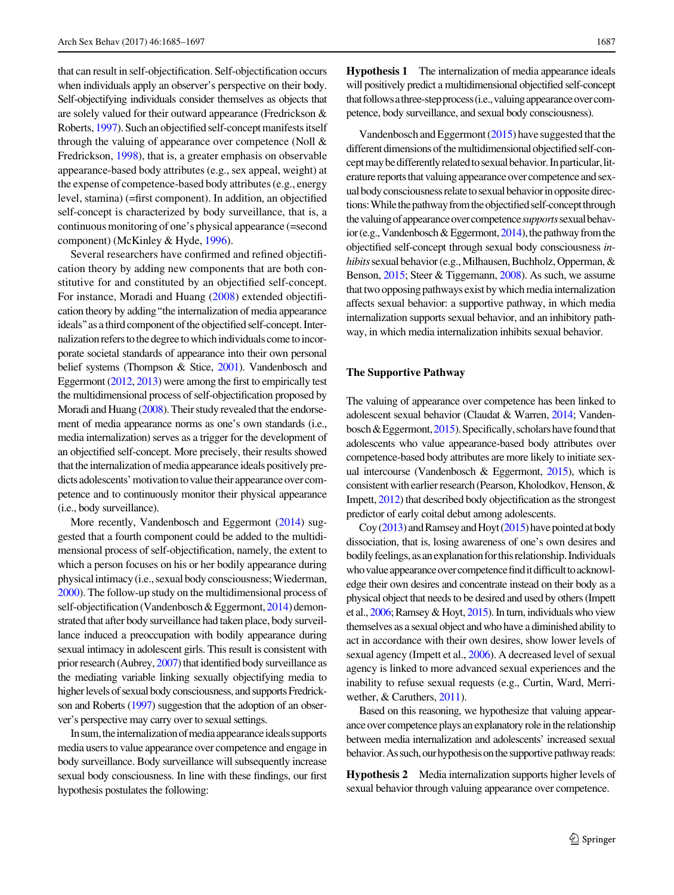that can result in self-objectification. Self-objectification occurs when individuals apply an observer's perspective on their body. Self-objectifying individuals consider themselves as objects that are solely valued for their outward appearance (Fredrickson & Roberts, 1997). Such an objectified self-concept manifests itself through the valuing of appearance over competence (Noll & Fredrickson, 1998), that is, a greater emphasis on observable appearance-based body attributes (e.g., sex appeal, weight) at the expense of competence-based body attributes (e.g., energy level, stamina) (=first component). In addition, an objectified self-concept is characterized by body surveillance, that is, a continuous monitoring of one's physical appearance (=second component) (McKinley & Hyde, 1996).

Several researchers have confirmed and refined objectification theory by adding new components that are both constitutive for and constituted by an objectified self-concept. For instance, Moradi and Huang (2008) extended objectification theory by adding "the internalization of media appearance ideals" as a third component of the objectified self-concept. Internalization refers to the degree to which individuals come to incorporate societal standards of appearance into their own personal belief systems (Thompson & Stice, 2001). Vandenbosch and Eggermont (2012, 2013) were among the first to empirically test the multidimensional process of self-objectification proposed by Moradi and Huang (2008). Their study revealed that the endorsement of media appearance norms as one's own standards (i.e., media internalization) serves as a trigger for the development of an objectified self-concept. More precisely, their results showed that the internalization of media appearance ideals positively predicts adolescents' motivation to value their appearance over competence and to continuously monitor their physical appearance (i.e., body surveillance).

More recently, Vandenbosch and Eggermont (2014) suggested that a fourth component could be added to the multidimensional process of self-objectification, namely, the extent to which a person focuses on his or her bodily appearance during physical intimacy (i.e., sexual body consciousness; Wiederman, 2000). The follow-up study on the multidimensional process of self-objectification (Vandenbosch & Eggermont, 2014) demonstrated that after body surveillance had taken place, body surveillance induced a preoccupation with bodily appearance during sexual intimacy in adolescent girls. This result is consistent with prior research (Aubrey, 2007) that identified body surveillance as the mediating variable linking sexually objectifying media to higher levels of sexual body consciousness, and supports Fredrickson and Roberts (1997) suggestion that the adoption of an observer's perspective may carry over to sexual settings.

In sum, the internalization of media appearance ideals supports media users to value appearance over competence and engage in body surveillance. Body surveillance will subsequently increase sexual body consciousness. In line with these findings, our first hypothesis postulates the following:

**Hypothesis 1** The internalization of media appearance ideals will positively predict a multidimensional objectified self-concept that follows a three-step process (i.e., valuing appearance over competence, body surveillance, and sexual body consciousness).

Vandenbosch and Eggermont (2015) have suggested that the different dimensions of the multidimensional objectified self-concept may be differently related to sexual behavior. In particular, literature reports that valuing appearance over competence and sexual body consciousness relate to sexual behavior in opposite directions: While the pathway from the objectified self-concept through the valuing of appearance over competence *supports* sexual behavior (e.g., Vandenbosch & Eggermont, 2014), the pathway from the objectified self-concept through sexual body consciousness *inhibits* sexual behavior (e.g., Milhausen, Buchholz, Opperman, & Benson, 2015; Steer & Tiggemann, 2008). As such, we assume that two opposing pathways exist by which media internalization affects sexual behavior: a supportive pathway, in which media internalization supports sexual behavior, and an inhibitory pathway, in which media internalization inhibits sexual behavior.

### The Supportive Pathway

The valuing of appearance over competence has been linked to adolescent sexual behavior (Claudat & Warren, 2014; Vandenbosch & Eggermont, 2015). Specifically, scholars have found that adolescents who value appearance-based body attributes over competence-based body attributes are more likely to initiate sexual intercourse (Vandenbosch & Eggermont, 2015), which is consistent with earlier research (Pearson, Kholodkov, Henson, & Impett, 2012) that described body objectification as the strongest predictor of early coital debut among adolescents.

Coy (2013) and Ramsey and Hoyt (2015) have pointed at body dissociation, that is, losing awareness of one's own desires and bodily feelings, as an explanation for this relationship. Individuals who value appearance over competence find it difficult to acknowledge their own desires and concentrate instead on their body as a physical object that needs to be desired and used by others (Impett et al., 2006; Ramsey & Hoyt, 2015). In turn, individuals who view themselves as a sexual object and who have a diminished ability to act in accordance with their own desires, show lower levels of sexual agency (Impett et al., 2006). A decreased level of sexual agency is linked to more advanced sexual experiences and the inability to refuse sexual requests (e.g., Curtin, Ward, Merriwether, & Caruthers, 2011).

Based on this reasoning, we hypothesize that valuing appearance over competence plays an explanatory role in the relationship between media internalization and adolescents' increased sexual behavior. As such, our hypothesis on the supportive pathway reads:

**Hypothesis 2** Media internalization supports higher levels of sexual behavior through valuing appearance over competence.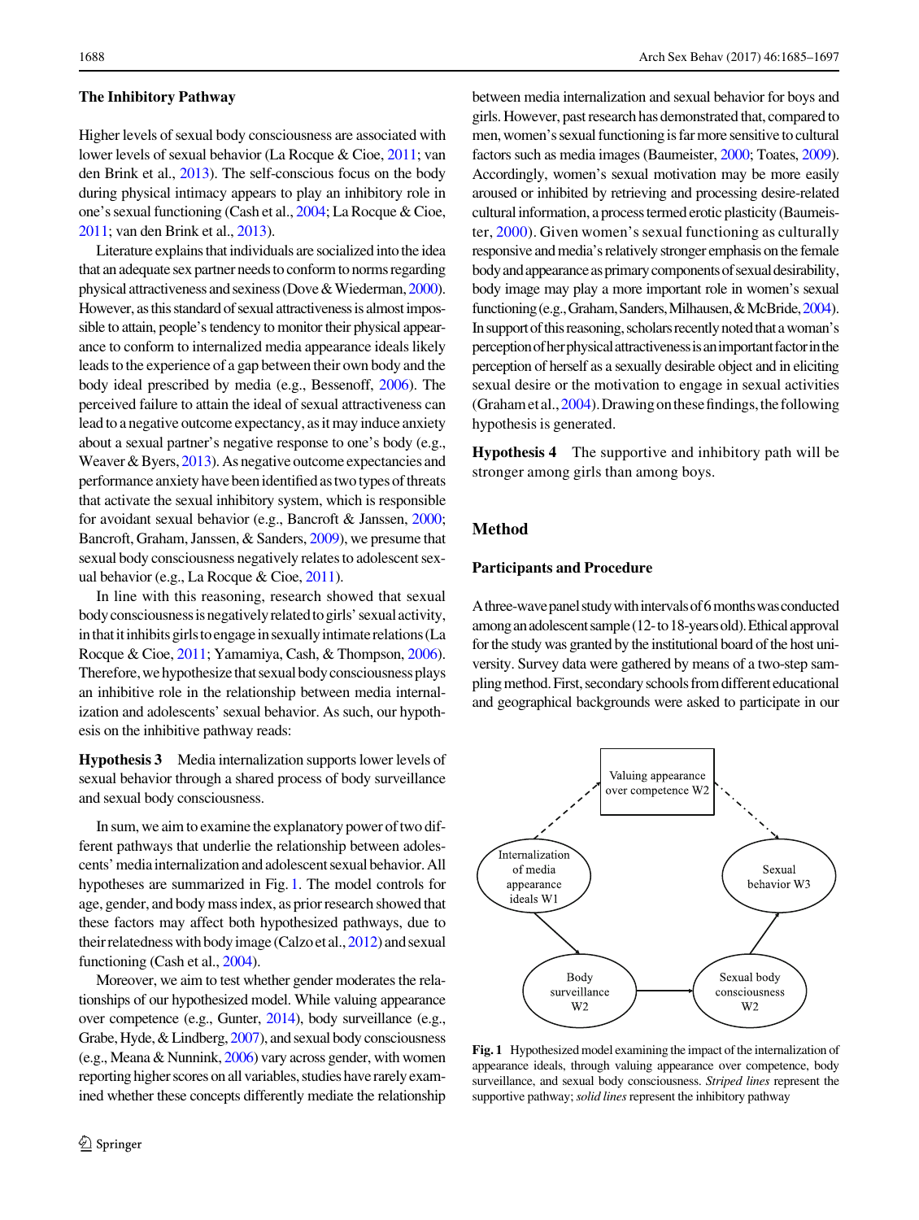### The Inhibitory Pathway

Higher levels of sexual body consciousness are associated with lower levels of sexual behavior (La Rocque & Cioe, 2011; van den Brink et al., 2013). The self-conscious focus on the body during physical intimacy appears to play an inhibitory role in one's sexual functioning (Cash et al., 2004; La Rocque & Cioe, 2011; van den Brink et al., 2013).

Literature explains that individuals are socialized into the idea that an adequate sex partner needs to conform to norms regarding physical attractiveness and sexiness (Dove & Wiederman, 2000). However, as this standard of sexual attractiveness is almost impossible to attain, people's tendency to monitor their physical appearance to conform to internalized media appearance ideals likely leads to the experience of a gap between their own body and the body ideal prescribed by media (e.g., Bessenoff, 2006). The perceived failure to attain the ideal of sexual attractiveness can lead to a negative outcome expectancy, as it may induce anxiety about a sexual partner's negative response to one's body (e.g., Weaver & Byers, 2013). As negative outcome expectancies and performance anxiety have been identified as two types of threats that activate the sexual inhibitory system, which is responsible for avoidant sexual behavior (e.g., Bancroft & Janssen, 2000; Bancroft, Graham, Janssen, & Sanders, 2009), we presume that sexual body consciousness negatively relates to adolescent sexual behavior (e.g., La Rocque & Cioe, 2011).

In line with this reasoning, research showed that sexual body consciousness is negatively related to girls' sexual activity, in that it inhibits girls to engage in sexually intimate relations (La Rocque & Cioe, 2011; Yamamiya, Cash, & Thompson, 2006). Therefore, we hypothesize that sexual body consciousness plays an inhibitive role in the relationship between media internalization and adolescents' sexual behavior. As such, our hypothesis on the inhibitive pathway reads:

**Hypothesis 3** Media internalization supports lower levels of sexual behavior through a shared process of body surveillance and sexual body consciousness.

In sum, we aim to examine the explanatory power of two different pathways that underlie the relationship between adolescents' media internalization and adolescent sexual behavior. All hypotheses are summarized in Fig. 1. The model controls for age, gender, and body mass index, as prior research showed that these factors may affect both hypothesized pathways, due to their relatedness with body image (Calzo et al., 2012) and sexual functioning (Cash et al., 2004).

Moreover, we aim to test whether gender moderates the relationships of our hypothesized model. While valuing appearance over competence (e.g., Gunter, 2014), body surveillance (e.g., Grabe, Hyde, & Lindberg, 2007), and sexual body consciousness (e.g., Meana & Nunnink, 2006) vary across gender, with women reporting higher scores on all variables, studies have rarely examined whether these concepts differently mediate the relationship between media internalization and sexual behavior for boys and girls. However, past research has demonstrated that, compared to men, women's sexual functioning is far more sensitive to cultural factors such as media images (Baumeister, 2000; Toates, 2009). Accordingly, women's sexual motivation may be more easily aroused or inhibited by retrieving and processing desire-related cultural information, a process termed erotic plasticity (Baumeister, 2000). Given women's sexual functioning as culturally responsive and media's relatively stronger emphasis on the female body and appearance as primary components of sexual desirability, body image may play a more important role in women's sexual functioning (e.g., Graham, Sanders, Milhausen, & McBride, 2004). In support of this reasoning, scholars recently noted that a woman's perception of her physical attractiveness is an important factor in the perception of herself as a sexually desirable object and in eliciting sexual desire or the motivation to engage in sexual activities (Graham et al., 2004). Drawing on these findings, the following hypothesis is generated.

**Hypothesis 4** The supportive and inhibitory path will be stronger among girls than among boys.

## Method

### Participants and Procedure

A three-wave panel study with intervals of 6 months was conducted among an adolescent sample (12- to 18-years old). Ethical approval for the study was granted by the institutional board of the host university. Survey data were gathered by means of a two-step sampling method. First, secondary schools from different educational and geographical backgrounds were asked to participate in our

**Fig. 1** Hypothesized model examining the impact of the internalization of appearance ideals, through valuing appearance over competence, body surveillance, and sexual body consciousness. *Striped lines* represent the supportive pathway; *solid lines* represent the inhibitory pathway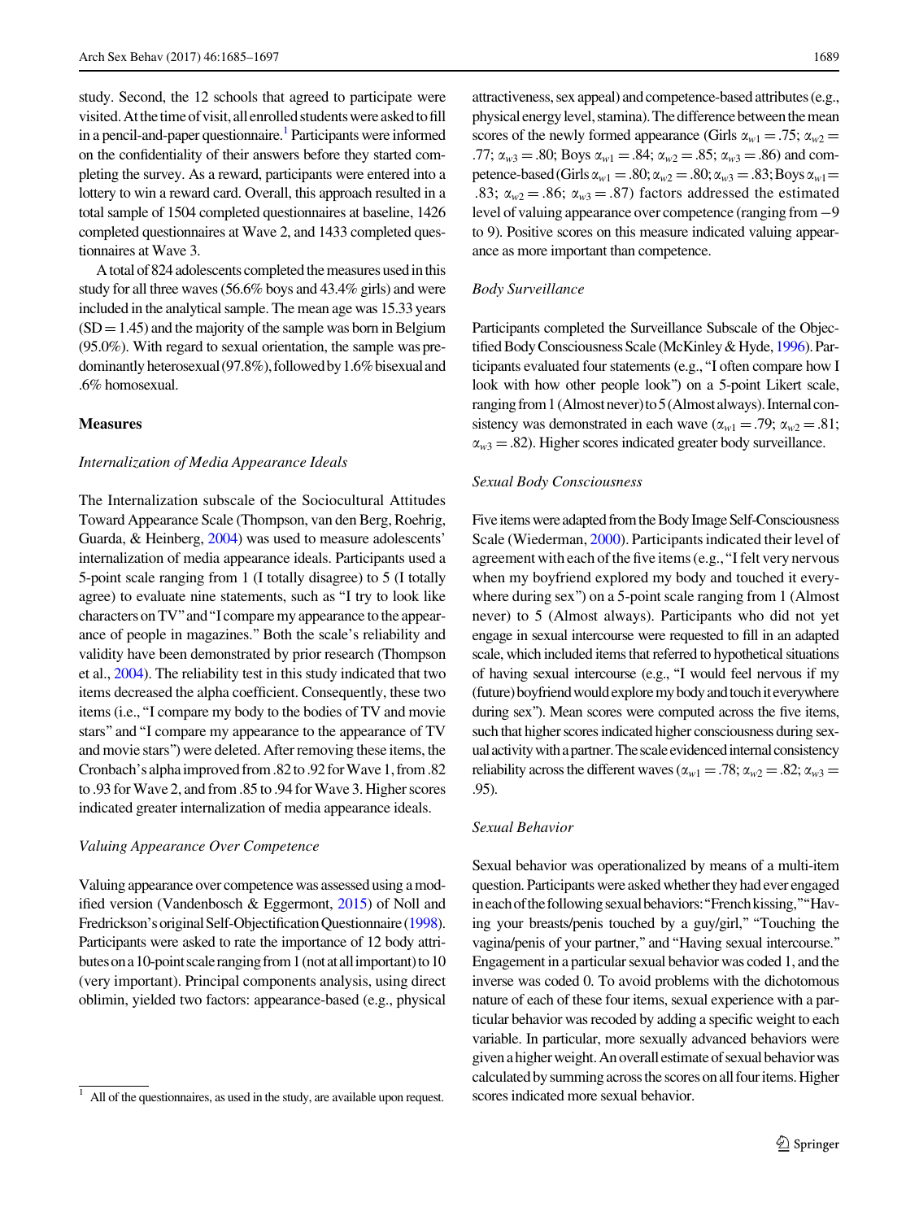study. Second, the 12 schools that agreed to participate were visited. At the time of visit, all enrolled students were asked to fill in a pencil-and-paper questionnaire.[1] Participants were informed on the confidentiality of their answers before they started completing the survey. As a reward, participants were entered into a lottery to win a reward card. Overall, this approach resulted in a total sample of 1504 completed questionnaires at baseline, 1426 completed questionnaires at Wave 2, and 1433 completed questionnaires at Wave 3.

A total of 824 adolescents completed the measures used in this study for all three waves (56.6% boys and 43.4% girls) and were included in the analytical sample. The mean age was 15.33 years (SD = 1.45) and the majority of the sample was born in Belgium (95.0%). With regard to sexual orientation, the sample was predominantly heterosexual (97.8%), followed by 1.6% bisexual and .6% homosexual.

## Measures

### *Internalization of Media Appearance Ideals*

The Internalization subscale of the Sociocultural Attitudes Toward Appearance Scale (Thompson, van den Berg, Roehrig, Guarda, & Heinberg, 2004) was used to measure adolescents' internalization of media appearance ideals. Participants used a 5-point scale ranging from 1 (I totally disagree) to 5 (I totally agree) to evaluate nine statements, such as "I try to look like characters on TV" and "I compare my appearance to the appearance of people in magazines." Both the scale's reliability and validity have been demonstrated by prior research (Thompson et al., 2004). The reliability test in this study indicated that two items decreased the alpha coefficient. Consequently, these two items (i.e., "I compare my body to the bodies of TV and movie stars" and "I compare my appearance to the appearance of TV and movie stars") were deleted. After removing these items, the Cronbach's alpha improved from .82 to .92 for Wave 1, from .82 to .93 for Wave 2, and from .85 to .94 for Wave 3. Higher scores indicated greater internalization of media appearance ideals.

### *Valuing Appearance Over Competence*

Valuing appearance over competence was assessed using a modified version (Vandenbosch & Eggermont, 2015) of Noll and Fredrickson's original Self-Objectification Questionnaire (1998). Participants were asked to rate the importance of 12 body attributes on a 10-point scale ranging from 1 (not at all important) to 10 (very important). Principal components analysis, using direct oblimin, yielded two factors: appearance-based (e.g., physical attractiveness, sex appeal) and competence-based attributes (e.g., physical energy level, stamina). The difference between the mean scores of the newly formed appearance (Girls $\alpha_{w1} = .75$; $\alpha_{w2} = .77$; $\alpha_{w3} = .80$; Boys $\alpha_{w1} = .84$; $\alpha_{w2} = .85$; $\alpha_{w3} = .86$) and competence-based (Girls $\alpha_{w1} = .80$; $\alpha_{w2} = .80$; $\alpha_{w3} = .83$; Boys $\alpha_{w1} = .83$; $\alpha_{w2} = .86$; $\alpha_{w3} = .87$) factors addressed the estimated level of valuing appearance over competence (ranging from −9 to 9). Positive scores on this measure indicated valuing appearance as more important than competence.

### *Body Surveillance*

Participants completed the Surveillance Subscale of the Objectified Body Consciousness Scale (McKinley & Hyde, 1996). Participants evaluated four statements (e.g., "I often compare how I look with how other people look") on a 5-point Likert scale, ranging from 1 (Almost never) to 5 (Almost always). Internal consistency was demonstrated in each wave ($\alpha_{w1} = .79$; $\alpha_{w2} = .81$; $\alpha_{w3} = .82$). Higher scores indicated greater body surveillance.

### *Sexual Body Consciousness*

Five items were adapted from the Body Image Self-Consciousness Scale (Wiederman, 2000). Participants indicated their level of agreement with each of the five items (e.g., "I felt very nervous when my boyfriend explored my body and touched it everywhere during sex") on a 5-point scale ranging from 1 (Almost never) to 5 (Almost always). Participants who did not yet engage in sexual intercourse were requested to fill in an adapted scale, which included items that referred to hypothetical situations of having sexual intercourse (e.g., "I would feel nervous if my (future) boyfriend would explore my body and touch it everywhere during sex"). Mean scores were computed across the five items, such that higher scores indicated higher consciousness during sexual activity with a partner. The scale evidenced internal consistency reliability across the different waves ($\alpha_{w1} = .78$; $\alpha_{w2} = .82$; $\alpha_{w3} = .95$).

### *Sexual Behavior*

Sexual behavior was operationalized by means of a multi-item question. Participants were asked whether they had ever engaged in each of the following sexual behaviors: "French kissing," "Having your breasts/penis touched by a guy/girl," "Touching the vagina/penis of your partner," and "Having sexual intercourse." Engagement in a particular sexual behavior was coded 1, and the inverse was coded 0. To avoid problems with the dichotomous nature of each of these four items, sexual experience with a particular behavior was recoded by adding a specific weight to each variable. In particular, more sexually advanced behaviors were given a higher weight. An overall estimate of sexual behavior was calculated by summing across the scores on all four items. Higher scores indicated more sexual behavior.

---

[1] All of the questionnaires, as used in the study, are available upon request.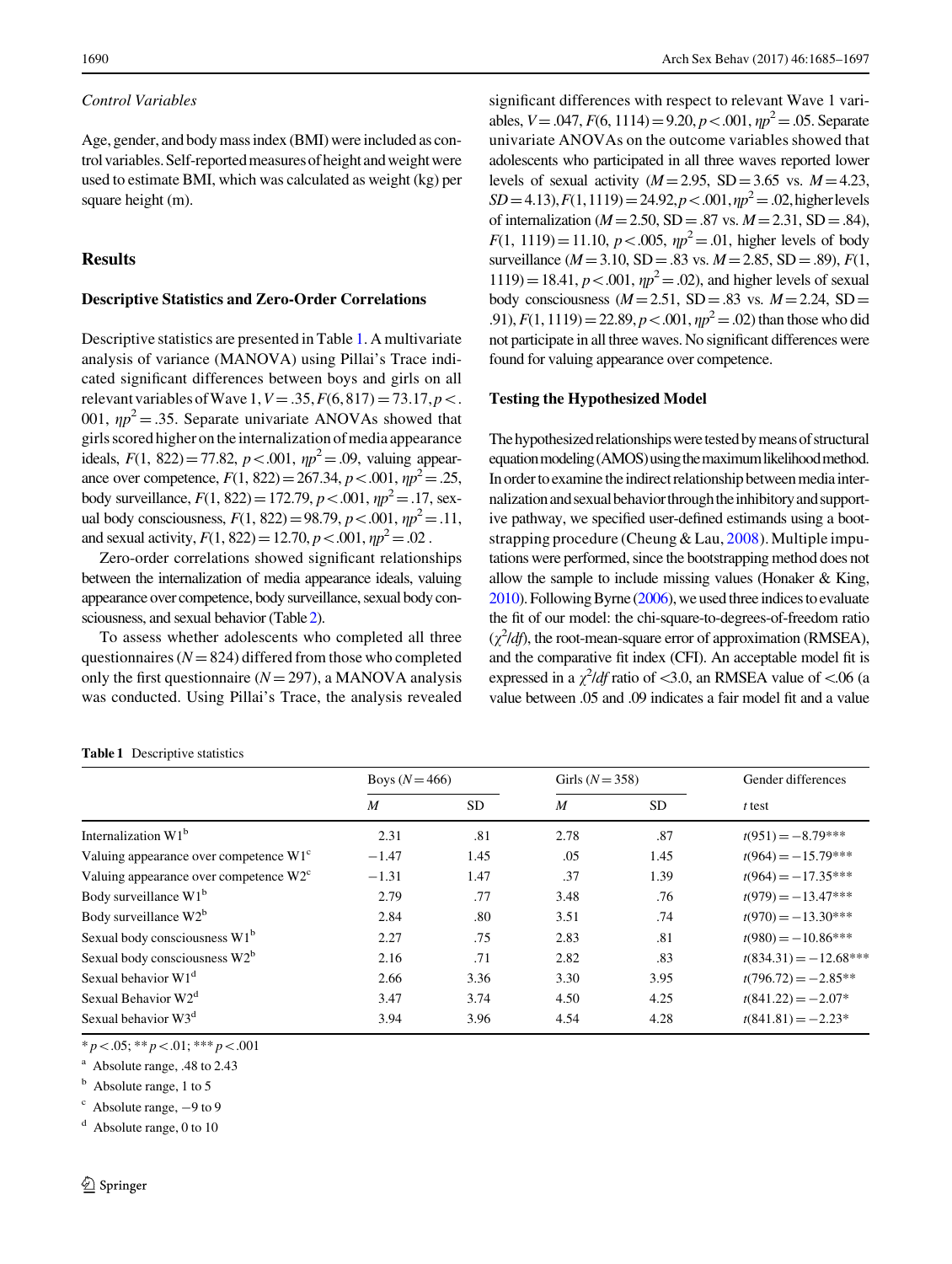*Control Variables*

Age, gender, and body mass index (BMI) were included as control variables. Self-reported measures of height and weight were used to estimate BMI, which was calculated as weight (kg) per square height (m).

## Results

### Descriptive Statistics and Zero-Order Correlations

Descriptive statistics are presented in Table 1. A multivariate analysis of variance (MANOVA) using Pillai's Trace indicated significant differences between boys and girls on all relevant variables of Wave 1, $V = .35$, $F(6, 817) = 73.17$, $p < .001$, $\eta p^2 = .35$. Separate univariate ANOVAs showed that girls scored higher on the internalization of media appearance ideals, $F(1, 822) = 77.82$, $p < .001$, $\eta p^2 = .09$, valuing appearance over competence, $F(1, 822) = 267.34$, $p < .001$, $\eta p^2 = .25$, body surveillance, $F(1, 822) = 172.79$, $p < .001$, $\eta p^2 = .17$, sexual body consciousness, $F(1, 822) = 98.79$, $p < .001$, $\eta p^2 = .11$, and sexual activity, $F(1, 822) = 12.70$, $p < .001$, $\eta p^2 = .02$ .

Zero-order correlations showed significant relationships between the internalization of media appearance ideals, valuing appearance over competence, body surveillance, sexual body consciousness, and sexual behavior (Table 2).

To assess whether adolescents who completed all three questionnaires ($N = 824$) differed from those who completed only the first questionnaire ($N = 297$), a MANOVA analysis was conducted. Using Pillai's Trace, the analysis revealed significant differences with respect to relevant Wave 1 variables, $V = .047$, $F(6, 1114) = 9.20$, $p < .001$, $\eta p^2 = .05$. Separate univariate ANOVAs on the outcome variables showed that adolescents who participated in all three waves reported lower levels of sexual activity ($M = 2.95$, $SD = 3.65$ vs. $M = 4.23$, $SD = 4.13$), $F(1, 1119) = 24.92$, $p < .001$, $\eta p^2 = .02$, higher levels of internalization ($M = 2.50$, $SD = .87$ vs. $M = 2.31$, $SD = .84$), $F(1, 1119) = 11.10$, $p < .005$, $\eta p^2 = .01$, higher levels of body surveillance ($M = 3.10$, $SD = .83$ vs. $M = 2.85$, $SD = .89$), $F(1, 1119) = 18.41$, $p < .001$, $\eta p^2 = .02$), and higher levels of sexual body consciousness ($M = 2.51$, $SD = .83$ vs. $M = 2.24$, $SD = .91$), $F(1, 1119) = 22.89$, $p < .001$, $\eta p^2 = .02$) than those who did not participate in all three waves. No significant differences were found for valuing appearance over competence.

### Testing the Hypothesized Model

The hypothesized relationships were tested by means of structural equation modeling (AMOS) using the maximum likelihood method. In order to examine the indirect relationship between media internalization and sexual behavior through the inhibitory and supportive pathway, we specified user-defined estimands using a bootstrapping procedure (Cheung & Lau, 2008). Multiple imputations were performed, since the bootstrapping method does not allow the sample to include missing values (Honaker & King, 2010). Following Byrne (2006), we used three indices to evaluate the fit of our model: the chi-square-to-degrees-of-freedom ratio ($\chi^2/df$), the root-mean-square error of approximation (RMSEA), and the comparative fit index (CFI). An acceptable model fit is expressed in a $\chi^2/df$ ratio of <3.0, an RMSEA value of <.06 (a value between .05 and .09 indicates a fair model fit and a value

**Table 1** Descriptive statistics

| | Boys ($N = 466$) | | Girls ($N = 358$) | | Gender differences |
|---|---|---|---|---|---|
| | *M* | SD | *M* | SD | *t* test |
| Internalization W1[b] | 2.31 | .81 | 2.78 | .87 | $t(951) = -8.79$*** |
| Valuing appearance over competence W1[c] | −1.47 | 1.45 | .05 | 1.45 | $t(964) = -15.79$*** |
| Valuing appearance over competence W2[c] | −1.31 | 1.47 | .37 | 1.39 | $t(964) = -17.35$*** |
| Body surveillance W1[b] | 2.79 | .77 | 3.48 | .76 | $t(979) = -13.47$*** |
| Body surveillance W2[b] | 2.84 | .80 | 3.51 | .74 | $t(970) = -13.30$*** |
| Sexual body consciousness W1[b] | 2.27 | .75 | 2.83 | .81 | $t(980) = -10.86$*** |
| Sexual body consciousness W2[b] | 2.16 | .71 | 2.82 | .83 | $t(834.31) = -12.68$*** |
| Sexual behavior W1[d] | 2.66 | 3.36 | 3.30 | 3.95 | $t(796.72) = -2.85$** |
| Sexual Behavior W2[d] | 3.47 | 3.74 | 4.50 | 4.25 | $t(841.22) = -2.07$* |
| Sexual behavior W3[d] | 3.94 | 3.96 | 4.54 | 4.28 | $t(841.81) = -2.23$* |

* $p < .05$; ** $p < .01$; *** $p < .001$

[a] Absolute range, .48 to 2.43

[b] Absolute range, 1 to 5

[c] Absolute range, −9 to 9

[d] Absolute range, 0 to 10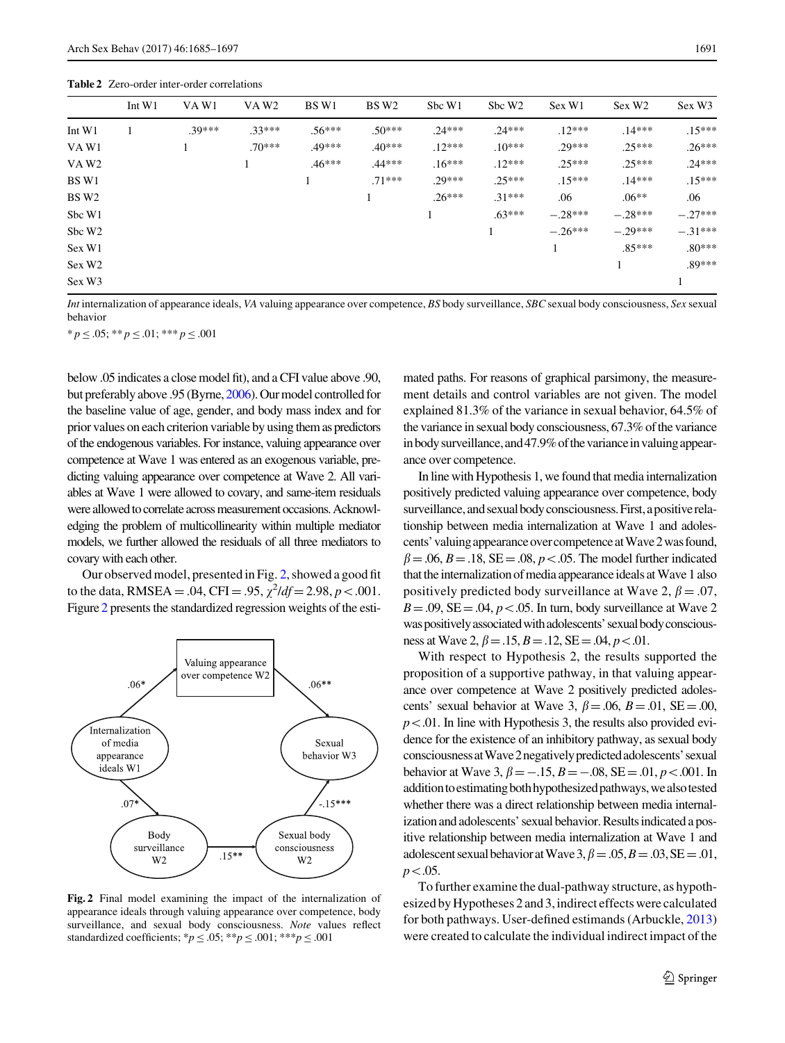Table 2 Zero-order inter-order correlations

| | Int W1 | VA W1 | VA W2 | BS W1 | BS W2 | Sbc W1 | Sbc W2 | Sex W1 | Sex W2 | Sex W3 |
|---|---|---|---|---|---|---|---|---|---|---|
| Int W1 | 1 | .39*** | .33*** | .56*** | .50*** | .24*** | .24*** | .12*** | .14*** | .15*** |
| VA W1 | | 1 | .70*** | .49*** | .40*** | .12*** | .10*** | .29*** | .25*** | .26*** |
| VA W2 | | | 1 | .46*** | .44*** | .16*** | .12*** | .25*** | .25*** | .24*** |
| BS W1 | | | | 1 | .71*** | .29*** | .25*** | .15*** | .14*** | .15*** |
| BS W2 | | | | | 1 | .26*** | .31*** | .06 | .06** | .06 |
| Sbc W1 | | | | | | 1 | .63*** | −.28*** | −.28*** | −.27*** |
| Sbc W2 | | | | | | | 1 | −.26*** | −.29*** | −.31*** |
| Sex W1 | | | | | | | | 1 | .85*** | .80*** |
| Sex W2 | | | | | | | | | 1 | .89*** |
| Sex W3 | | | | | | | | | | 1 |

*Int* internalization of appearance ideals, *VA* valuing appearance over competence, *BS* body surveillance, *SBC* sexual body consciousness, *Sex* sexual behavior

* $p \leq .05$; ** $p \leq .01$; *** $p \leq .001$

below .05 indicates a close model fit), and a CFI value above .90, but preferably above .95 (Byrne, 2006). Our model controlled for the baseline value of age, gender, and body mass index and for prior values on each criterion variable by using them as predictors of the endogenous variables. For instance, valuing appearance over competence at Wave 1 was entered as an exogenous variable, predicting valuing appearance over competence at Wave 2. All variables at Wave 1 were allowed to covary, and same-item residuals were allowed to correlate across measurement occasions. Acknowledging the problem of multicollinearity within multiple mediator models, we further allowed the residuals of all three mediators to covary with each other.

Our observed model, presented in Fig. 2, showed a good fit to the data, RMSEA = .04, CFI = .95, $\chi^2/df = 2.98$, $p < .001$. Figure 2 presents the standardized regression weights of the estimated paths. For reasons of graphical parsimony, the measurement details and control variables are not given. The model explained 81.3% of the variance in sexual behavior, 64.5% of the variance in sexual body consciousness, 67.3% of the variance in body surveillance, and 47.9% of the variance in valuing appearance over competence.

Fig. 2 Final model examining the impact of the internalization of appearance ideals through valuing appearance over competence, body surveillance, and sexual body consciousness. *Note* values reflect standardized coefficients; * $p \leq .05$; ** $p \leq .001$; *** $p \leq .001$

In line with Hypothesis 1, we found that media internalization positively predicted valuing appearance over competence, body surveillance, and sexual body consciousness. First, a positive relationship between media internalization at Wave 1 and adolescents' valuing appearance over competence at Wave 2 was found, $\beta = .06$, $B = .18$, SE = .08, $p < .05$. The model further indicated that the internalization of media appearance ideals at Wave 1 also positively predicted body surveillance at Wave 2, $\beta = .07$, $B = .09$, SE = .04, $p < .05$. In turn, body surveillance at Wave 2 was positively associated with adolescents' sexual body consciousness at Wave 2, $\beta = .15$, $B = .12$, SE = .04, $p < .01$.

With respect to Hypothesis 2, the results supported the proposition of a supportive pathway, in that valuing appearance over competence at Wave 2 positively predicted adolescents' sexual behavior at Wave 3, $\beta = .06$, $B = .01$, SE = .00, $p < .01$. In line with Hypothesis 3, the results also provided evidence for the existence of an inhibitory pathway, as sexual body consciousness at Wave 2 negatively predicted adolescents' sexual behavior at Wave 3, $\beta = -.15$, $B = -.08$, SE = .01, $p < .001$. In addition to estimating both hypothesized pathways, we also tested whether there was a direct relationship between media internalization and adolescents' sexual behavior. Results indicated a positive relationship between media internalization at Wave 1 and adolescent sexual behavior at Wave 3, $\beta = .05$, $B = .03$, SE = .01, $p < .05$.

To further examine the dual-pathway structure, as hypothesized by Hypotheses 2 and 3, indirect effects were calculated for both pathways. User-defined estimands (Arbuckle, 2013) were created to calculate the individual indirect impact of the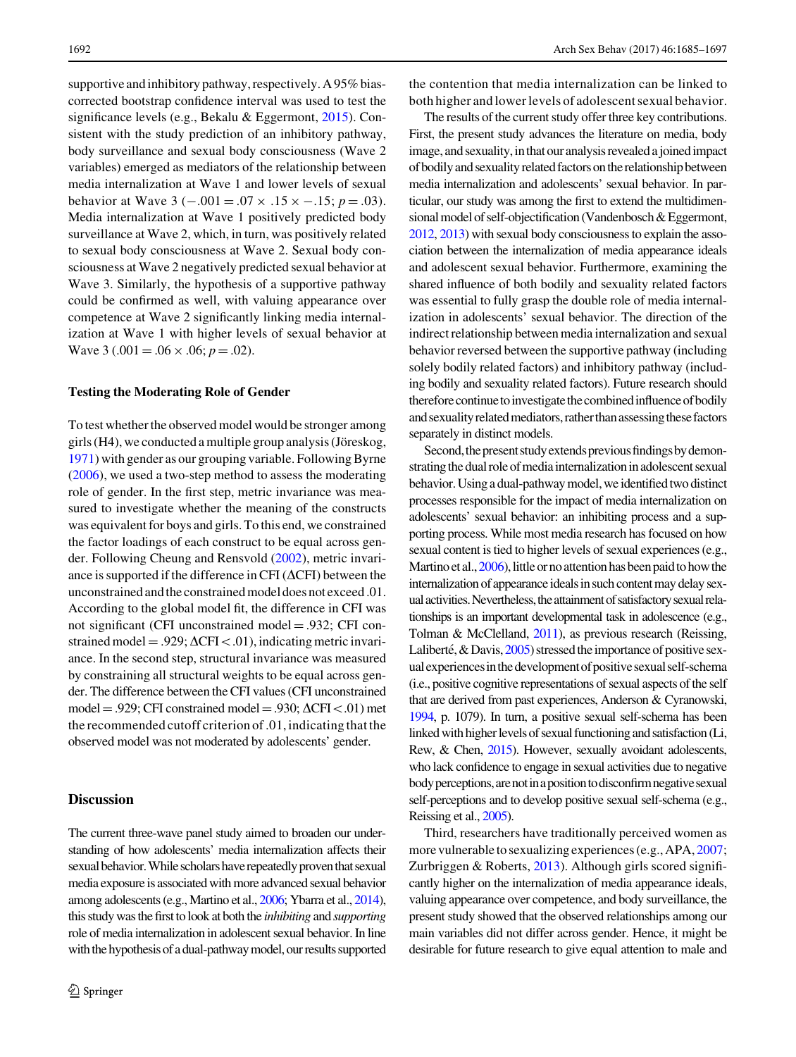supportive and inhibitory pathway, respectively. A 95% bias-corrected bootstrap confidence interval was used to test the significance levels (e.g., Bekalu & Eggermont, 2015). Consistent with the study prediction of an inhibitory pathway, body surveillance and sexual body consciousness (Wave 2 variables) emerged as mediators of the relationship between media internalization at Wave 1 and lower levels of sexual behavior at Wave 3 ($-.001 = .07 \times .15 \times -.15$; $p = .03$). Media internalization at Wave 1 positively predicted body surveillance at Wave 2, which, in turn, was positively related to sexual body consciousness at Wave 2. Sexual body consciousness at Wave 2 negatively predicted sexual behavior at Wave 3. Similarly, the hypothesis of a supportive pathway could be confirmed as well, with valuing appearance over competence at Wave 2 significantly linking media internalization at Wave 1 with higher levels of sexual behavior at Wave 3 ($.001 = .06 \times .06$; $p = .02$).

### Testing the Moderating Role of Gender

To test whether the observed model would be stronger among girls (H4), we conducted a multiple group analysis (Jöreskog, 1971) with gender as our grouping variable. Following Byrne (2006), we used a two-step method to assess the moderating role of gender. In the first step, metric invariance was measured to investigate whether the meaning of the constructs was equivalent for boys and girls. To this end, we constrained the factor loadings of each construct to be equal across gender. Following Cheung and Rensvold (2002), metric invariance is supported if the difference in CFI ($\Delta$CFI) between the unconstrained and the constrained model does not exceed .01. According to the global model fit, the difference in CFI was not significant (CFI unconstrained model = .932; CFI constrained model = .929; $\Delta\text{CFI} < .01$), indicating metric invariance. In the second step, structural invariance was measured by constraining all structural weights to be equal across gender. The difference between the CFI values (CFI unconstrained model = .929; CFI constrained model = .930; $\Delta\text{CFI} < .01$) met the recommended cutoff criterion of .01, indicating that the observed model was not moderated by adolescents' gender.

## Discussion

The current three-wave panel study aimed to broaden our understanding of how adolescents' media internalization affects their sexual behavior. While scholars have repeatedly proven that sexual media exposure is associated with more advanced sexual behavior among adolescents (e.g., Martino et al., 2006; Ybarra et al., 2014), this study was the first to look at both the *inhibiting* and *supporting* role of media internalization in adolescent sexual behavior. In line with the hypothesis of a dual-pathway model, our results supported the contention that media internalization can be linked to both higher and lower levels of adolescent sexual behavior.

The results of the current study offer three key contributions. First, the present study advances the literature on media, body image, and sexuality, in that our analysis revealed a joined impact of bodily and sexuality related factors on the relationship between media internalization and adolescents' sexual behavior. In particular, our study was among the first to extend the multidimensional model of self-objectification (Vandenbosch & Eggermont, 2012, 2013) with sexual body consciousness to explain the association between the internalization of media appearance ideals and adolescent sexual behavior. Furthermore, examining the shared influence of both bodily and sexuality related factors was essential to fully grasp the double role of media internalization in adolescents' sexual behavior. The direction of the indirect relationship between media internalization and sexual behavior reversed between the supportive pathway (including solely bodily related factors) and inhibitory pathway (including bodily and sexuality related factors). Future research should therefore continue to investigate the combined influence of bodily and sexuality related mediators, rather than assessing these factors separately in distinct models.

Second, the present study extends previous findings by demonstrating the dual role of media internalization in adolescent sexual behavior. Using a dual-pathway model, we identified two distinct processes responsible for the impact of media internalization on adolescents' sexual behavior: an inhibiting process and a supporting process. While most media research has focused on how sexual content is tied to higher levels of sexual experiences (e.g., Martino et al., 2006), little or no attention has been paid to how the internalization of appearance ideals in such content may delay sexual activities. Nevertheless, the attainment of satisfactory sexual relationships is an important developmental task in adolescence (e.g., Tolman & McClelland, 2011), as previous research (Reissing, Laliberté, & Davis, 2005) stressed the importance of positive sexual experiences in the development of positive sexual self-schema (i.e., positive cognitive representations of sexual aspects of the self that are derived from past experiences, Anderson & Cyranowski, 1994, p. 1079). In turn, a positive sexual self-schema has been linked with higher levels of sexual functioning and satisfaction (Li, Rew, & Chen, 2015). However, sexually avoidant adolescents, who lack confidence to engage in sexual activities due to negative body perceptions, are not in a position to disconfirm negative sexual self-perceptions and to develop positive sexual self-schema (e.g., Reissing et al., 2005).

Third, researchers have traditionally perceived women as more vulnerable to sexualizing experiences (e.g., APA, 2007; Zurbriggen & Roberts, 2013). Although girls scored significantly higher on the internalization of media appearance ideals, valuing appearance over competence, and body surveillance, the present study showed that the observed relationships among our main variables did not differ across gender. Hence, it might be desirable for future research to give equal attention to male and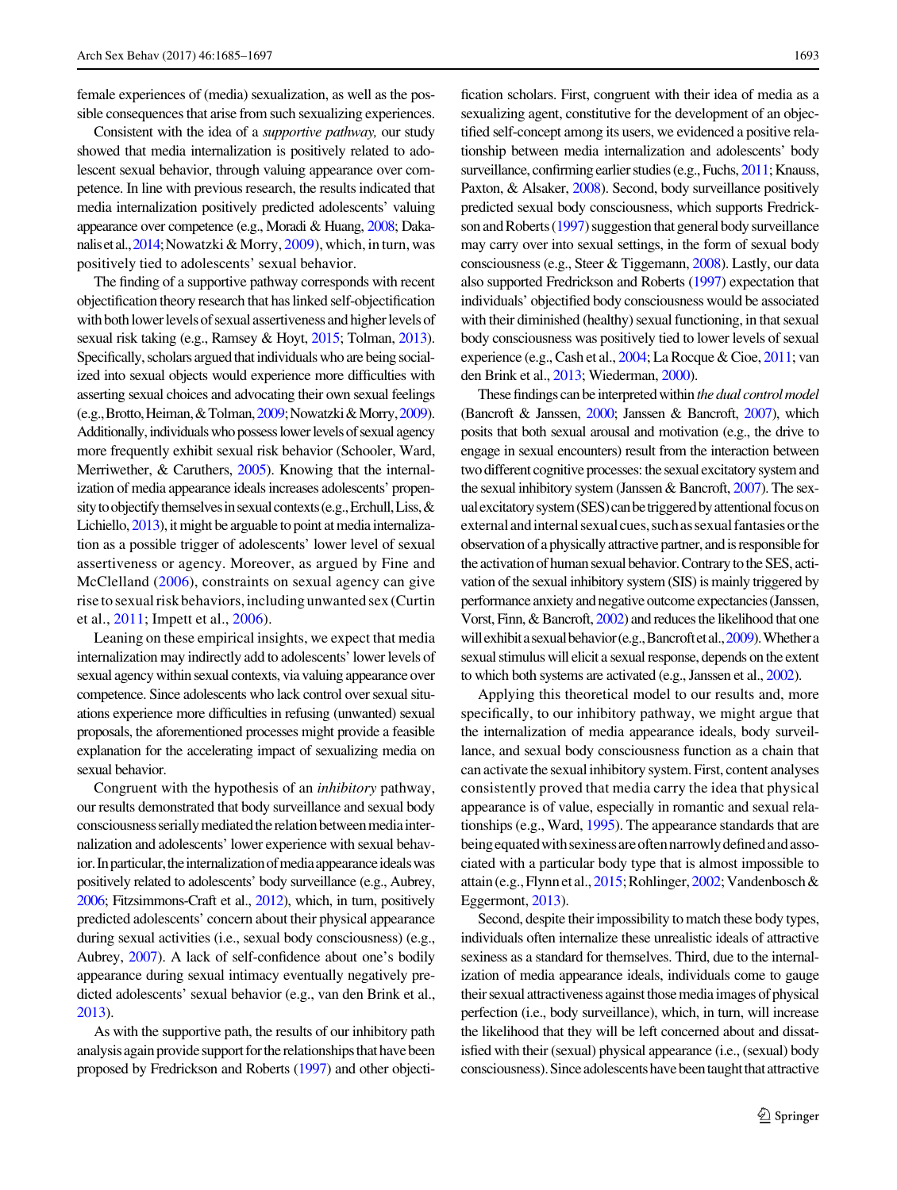female experiences of (media) sexualization, as well as the possible consequences that arise from such sexualizing experiences.

Consistent with the idea of a *supportive pathway,* our study showed that media internalization is positively related to adolescent sexual behavior, through valuing appearance over competence. In line with previous research, the results indicated that media internalization positively predicted adolescents' valuing appearance over competence (e.g., Moradi & Huang, 2008; Dakanalis et al., 2014; Nowatzki & Morry, 2009), which, in turn, was positively tied to adolescents' sexual behavior.

The finding of a supportive pathway corresponds with recent objectification theory research that has linked self-objectification with both lower levels of sexual assertiveness and higher levels of sexual risk taking (e.g., Ramsey & Hoyt, 2015; Tolman, 2013). Specifically, scholars argued that individuals who are being socialized into sexual objects would experience more difficulties with asserting sexual choices and advocating their own sexual feelings (e.g., Brotto, Heiman, & Tolman, 2009; Nowatzki & Morry, 2009). Additionally, individuals who possess lower levels of sexual agency more frequently exhibit sexual risk behavior (Schooler, Ward, Merriwether, & Caruthers, 2005). Knowing that the internalization of media appearance ideals increases adolescents' propensity to objectify themselves in sexual contexts (e.g., Erchull, Liss, & Lichiello, 2013), it might be arguable to point at media internalization as a possible trigger of adolescents' lower level of sexual assertiveness or agency. Moreover, as argued by Fine and McClelland (2006), constraints on sexual agency can give rise to sexual risk behaviors, including unwanted sex (Curtin et al., 2011; Impett et al., 2006).

Leaning on these empirical insights, we expect that media internalization may indirectly add to adolescents' lower levels of sexual agency within sexual contexts, via valuing appearance over competence. Since adolescents who lack control over sexual situations experience more difficulties in refusing (unwanted) sexual proposals, the aforementioned processes might provide a feasible explanation for the accelerating impact of sexualizing media on sexual behavior.

Congruent with the hypothesis of an *inhibitory* pathway, our results demonstrated that body surveillance and sexual body consciousness serially mediated the relation between media internalization and adolescents' lower experience with sexual behavior. In particular, the internalization of media appearance ideals was positively related to adolescents' body surveillance (e.g., Aubrey, 2006; Fitzsimmons-Craft et al., 2012), which, in turn, positively predicted adolescents' concern about their physical appearance during sexual activities (i.e., sexual body consciousness) (e.g., Aubrey, 2007). A lack of self-confidence about one's bodily appearance during sexual intimacy eventually negatively predicted adolescents' sexual behavior (e.g., van den Brink et al., 2013).

As with the supportive path, the results of our inhibitory path analysis again provide support for the relationships that have been proposed by Fredrickson and Roberts (1997) and other objectification scholars. First, congruent with their idea of media as a sexualizing agent, constitutive for the development of an objectified self-concept among its users, we evidenced a positive relationship between media internalization and adolescents' body surveillance, confirming earlier studies (e.g., Fuchs, 2011; Knauss, Paxton, & Alsaker, 2008). Second, body surveillance positively predicted sexual body consciousness, which supports Fredrickson and Roberts (1997) suggestion that general body surveillance may carry over into sexual settings, in the form of sexual body consciousness (e.g., Steer & Tiggemann, 2008). Lastly, our data also supported Fredrickson and Roberts (1997) expectation that individuals' objectified body consciousness would be associated with their diminished (healthy) sexual functioning, in that sexual body consciousness was positively tied to lower levels of sexual experience (e.g., Cash et al., 2004; La Rocque & Cioe, 2011; van den Brink et al., 2013; Wiederman, 2000).

These findings can be interpreted within *the dual control model* (Bancroft & Janssen, 2000; Janssen & Bancroft, 2007), which posits that both sexual arousal and motivation (e.g., the drive to engage in sexual encounters) result from the interaction between two different cognitive processes: the sexual excitatory system and the sexual inhibitory system (Janssen & Bancroft, 2007). The sexual excitatory system (SES) can be triggered by attentional focus on external and internal sexual cues, such as sexual fantasies or the observation of a physically attractive partner, and is responsible for the activation of human sexual behavior. Contrary to the SES, activation of the sexual inhibitory system (SIS) is mainly triggered by performance anxiety and negative outcome expectancies (Janssen, Vorst, Finn, & Bancroft, 2002) and reduces the likelihood that one will exhibit a sexual behavior (e.g., Bancroft et al., 2009). Whether a sexual stimulus will elicit a sexual response, depends on the extent to which both systems are activated (e.g., Janssen et al., 2002).

Applying this theoretical model to our results and, more specifically, to our inhibitory pathway, we might argue that the internalization of media appearance ideals, body surveillance, and sexual body consciousness function as a chain that can activate the sexual inhibitory system. First, content analyses consistently proved that media carry the idea that physical appearance is of value, especially in romantic and sexual relationships (e.g., Ward, 1995). The appearance standards that are being equated with sexiness are often narrowly defined and associated with a particular body type that is almost impossible to attain (e.g., Flynn et al., 2015; Rohlinger, 2002; Vandenbosch & Eggermont, 2013).

Second, despite their impossibility to match these body types, individuals often internalize these unrealistic ideals of attractive sexiness as a standard for themselves. Third, due to the internalization of media appearance ideals, individuals come to gauge their sexual attractiveness against those media images of physical perfection (i.e., body surveillance), which, in turn, will increase the likelihood that they will be left concerned about and dissatisfied with their (sexual) physical appearance (i.e., (sexual) body consciousness). Since adolescents have been taught that attractive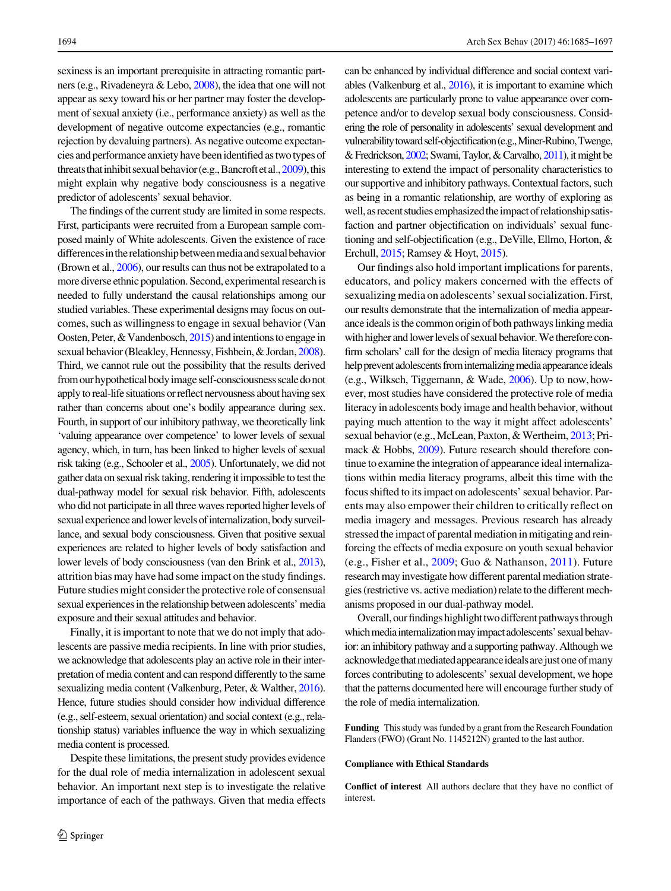sexiness is an important prerequisite in attracting romantic partners (e.g., Rivadeneyra & Lebo, 2008), the idea that one will not appear as sexy toward his or her partner may foster the development of sexual anxiety (i.e., performance anxiety) as well as the development of negative outcome expectancies (e.g., romantic rejection by devaluing partners). As negative outcome expectancies and performance anxiety have been identified as two types of threats that inhibit sexual behavior (e.g., Bancroft et al., 2009), this might explain why negative body consciousness is a negative predictor of adolescents' sexual behavior.

The findings of the current study are limited in some respects. First, participants were recruited from a European sample composed mainly of White adolescents. Given the existence of race differences in the relationship between media and sexual behavior (Brown et al., 2006), our results can thus not be extrapolated to a more diverse ethnic population. Second, experimental research is needed to fully understand the causal relationships among our studied variables. These experimental designs may focus on outcomes, such as willingness to engage in sexual behavior (Van Oosten, Peter, & Vandenbosch, 2015) and intentions to engage in sexual behavior (Bleakley, Hennessy, Fishbein, & Jordan, 2008). Third, we cannot rule out the possibility that the results derived from our hypothetical body image self-consciousness scale do not apply to real-life situations or reflect nervousness about having sex rather than concerns about one's bodily appearance during sex. Fourth, in support of our inhibitory pathway, we theoretically link 'valuing appearance over competence' to lower levels of sexual agency, which, in turn, has been linked to higher levels of sexual risk taking (e.g., Schooler et al., 2005). Unfortunately, we did not gather data on sexual risk taking, rendering it impossible to test the dual-pathway model for sexual risk behavior. Fifth, adolescents who did not participate in all three waves reported higher levels of sexual experience and lower levels of internalization, body surveillance, and sexual body consciousness. Given that positive sexual experiences are related to higher levels of body satisfaction and lower levels of body consciousness (van den Brink et al., 2013), attrition bias may have had some impact on the study findings. Future studies might consider the protective role of consensual sexual experiences in the relationship between adolescents' media exposure and their sexual attitudes and behavior.

Finally, it is important to note that we do not imply that adolescents are passive media recipients. In line with prior studies, we acknowledge that adolescents play an active role in their interpretation of media content and can respond differently to the same sexualizing media content (Valkenburg, Peter, & Walther, 2016). Hence, future studies should consider how individual difference (e.g., self-esteem, sexual orientation) and social context (e.g., relationship status) variables influence the way in which sexualizing media content is processed.

Despite these limitations, the present study provides evidence for the dual role of media internalization in adolescent sexual behavior. An important next step is to investigate the relative importance of each of the pathways. Given that media effects can be enhanced by individual difference and social context variables (Valkenburg et al., 2016), it is important to examine which adolescents are particularly prone to value appearance over competence and/or to develop sexual body consciousness. Considering the role of personality in adolescents' sexual development and vulnerability toward self-objectification (e.g., Miner-Rubino, Twenge, & Fredrickson, 2002; Swami, Taylor, & Carvalho, 2011), it might be interesting to extend the impact of personality characteristics to our supportive and inhibitory pathways. Contextual factors, such as being in a romantic relationship, are worthy of exploring as well, as recent studies emphasized the impact of relationship satisfaction and partner objectification on individuals' sexual functioning and self-objectification (e.g., DeVille, Ellmo, Horton, & Erchull, 2015; Ramsey & Hoyt, 2015).

Our findings also hold important implications for parents, educators, and policy makers concerned with the effects of sexualizing media on adolescents' sexual socialization. First, our results demonstrate that the internalization of media appearance ideals is the common origin of both pathways linking media with higher and lower levels of sexual behavior. We therefore confirm scholars' call for the design of media literacy programs that help prevent adolescents from internalizing media appearance ideals (e.g., Wilksch, Tiggemann, & Wade, 2006). Up to now, however, most studies have considered the protective role of media literacy in adolescents body image and health behavior, without paying much attention to the way it might affect adolescents' sexual behavior (e.g., McLean, Paxton, & Wertheim, 2013; Primack & Hobbs, 2009). Future research should therefore continue to examine the integration of appearance ideal internalizations within media literacy programs, albeit this time with the focus shifted to its impact on adolescents' sexual behavior. Parents may also empower their children to critically reflect on media imagery and messages. Previous research has already stressed the impact of parental mediation in mitigating and reinforcing the effects of media exposure on youth sexual behavior (e.g., Fisher et al., 2009; Guo & Nathanson, 2011). Future research may investigate how different parental mediation strategies (restrictive vs. active mediation) relate to the different mechanisms proposed in our dual-pathway model.

Overall, our findings highlight two different pathways through which media internalization may impact adolescents' sexual behavior: an inhibitory pathway and a supporting pathway. Although we acknowledge that mediated appearance ideals are just one of many forces contributing to adolescents' sexual development, we hope that the patterns documented here will encourage further study of the role of media internalization.

**Funding** This study was funded by a grant from the Research Foundation Flanders (FWO) (Grant No. 1145212N) granted to the last author.

**Compliance with Ethical Standards**

**Conflict of interest** All authors declare that they have no conflict of interest.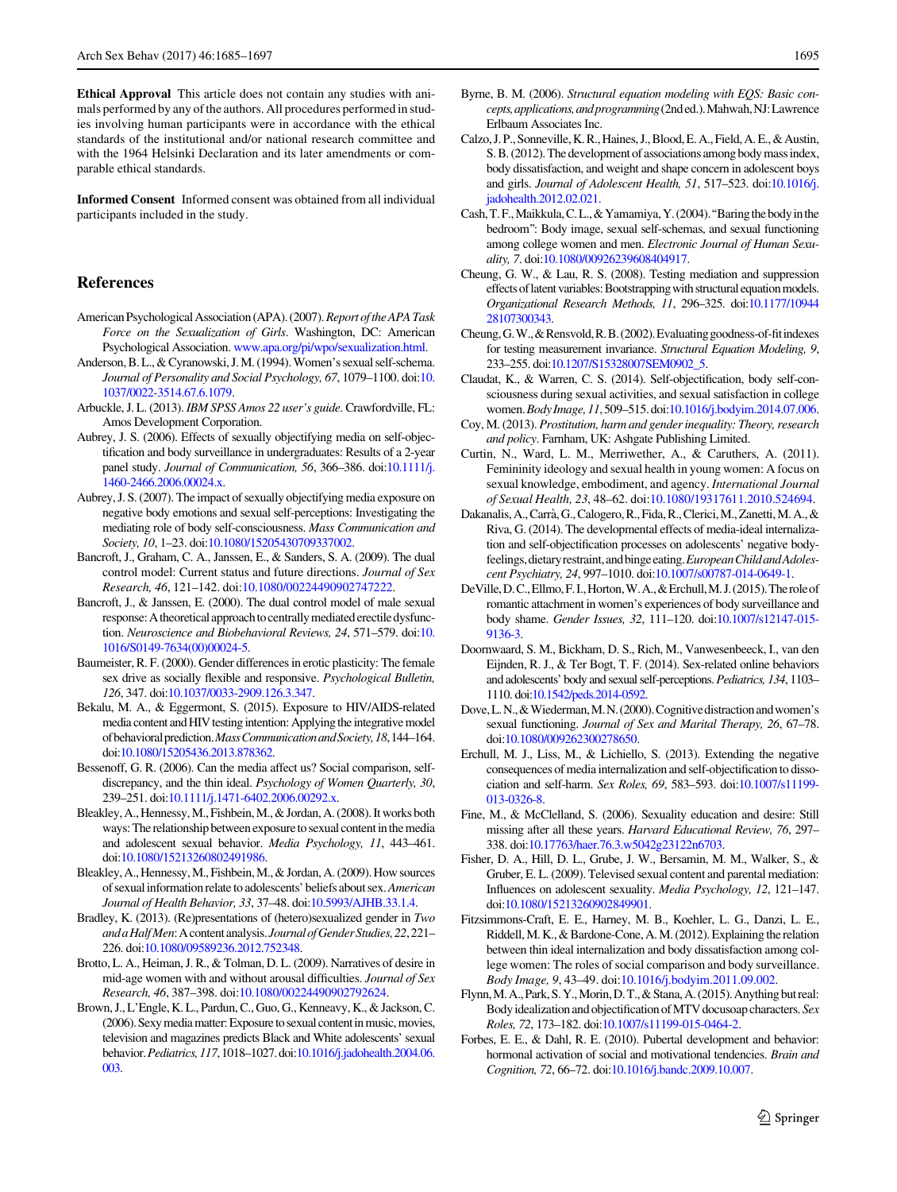**Ethical Approval** This article does not contain any studies with animals performed by any of the authors. All procedures performed in studies involving human participants were in accordance with the ethical standards of the institutional and/or national research committee and with the 1964 Helsinki Declaration and its later amendments or comparable ethical standards.

**Informed Consent** Informed consent was obtained from all individual participants included in the study.

## References

American Psychological Association (APA). (2007). *Report of the APA Task Force on the Sexualization of Girls*. Washington, DC: American Psychological Association. www.apa.org/pi/wpo/sexualization.html.

Anderson, B. L., & Cyranowski, J. M. (1994). Women's sexual self-schema. *Journal of Personality and Social Psychology, 67*, 1079–1100. doi:10.1037/0022-3514.67.6.1079.

Arbuckle, J. L. (2013). *IBM SPSS Amos 22 user's guide*. Crawfordville, FL: Amos Development Corporation.

Aubrey, J. S. (2006). Effects of sexually objectifying media on self-objectification and body surveillance in undergraduates: Results of a 2-year panel study. *Journal of Communication, 56*, 366–386. doi:10.1111/j.1460-2466.2006.00024.x.

Aubrey, J. S. (2007). The impact of sexually objectifying media exposure on negative body emotions and sexual self-perceptions: Investigating the mediating role of body self-consciousness. *Mass Communication and Society, 10*, 1–23. doi:10.1080/15205430709337002.

Bancroft, J., Graham, C. A., Janssen, E., & Sanders, S. A. (2009). The dual control model: Current status and future directions. *Journal of Sex Research, 46*, 121–142. doi:10.1080/00224490902747222.

Bancroft, J., & Janssen, E. (2000). The dual control model of male sexual response: A theoretical approach to centrally mediated erectile dysfunction. *Neuroscience and Biobehavioral Reviews, 24*, 571–579. doi:10.1016/S0149-7634(00)00024-5.

Baumeister, R. F. (2000). Gender differences in erotic plasticity: The female sex drive as socially flexible and responsive. *Psychological Bulletin, 126*, 347. doi:10.1037/0033-2909.126.3.347.

Bekalu, M. A., & Eggermont, S. (2015). Exposure to HIV/AIDS-related media content and HIV testing intention: Applying the integrative model of behavioral prediction. *Mass Communication and Society, 18*, 144–164. doi:10.1080/15205436.2013.878362.

Bessenoff, G. R. (2006). Can the media affect us? Social comparison, self-discrepancy, and the thin ideal. *Psychology of Women Quarterly, 30*, 239–251. doi:10.1111/j.1471-6402.2006.00292.x.

Bleakley, A., Hennessy, M., Fishbein, M., & Jordan, A. (2008). It works both ways: The relationship between exposure to sexual content in the media and adolescent sexual behavior. *Media Psychology, 11*, 443–461. doi:10.1080/15213260802491986.

Bleakley, A., Hennessy, M., Fishbein, M., & Jordan, A. (2009). How sources of sexual information relate to adolescents' beliefs about sex. *American Journal of Health Behavior, 33*, 37–48. doi:10.5993/AJHB.33.1.4.

Bradley, K. (2013). (Re)presentations of (hetero)sexualized gender in *Two and a Half Men*: A content analysis. *Journal of Gender Studies, 22*, 221–226. doi:10.1080/09589236.2012.752348.

Brotto, L. A., Heiman, J. R., & Tolman, D. L. (2009). Narratives of desire in mid-age women with and without arousal difficulties. *Journal of Sex Research, 46*, 387–398. doi:10.1080/00224490902792624.

Brown, J., L'Engle, K. L., Pardun, C., Guo, G., Kenneavy, K., & Jackson, C. (2006). Sexy media matter: Exposure to sexual content in music, movies, television and magazines predicts Black and White adolescents' sexual behavior. *Pediatrics, 117*, 1018–1027. doi:10.1016/j.jadohealth.2004.06.003.

Byrne, B. M. (2006). *Structural equation modeling with EQS: Basic concepts, applications, and programming* (2nd ed.). Mahwah, NJ: Lawrence Erlbaum Associates Inc.

Calzo, J. P., Sonneville, K. R., Haines, J., Blood, E. A., Field, A. E., & Austin, S. B. (2012). The development of associations among body mass index, body dissatisfaction, and weight and shape concern in adolescent boys and girls. *Journal of Adolescent Health, 51*, 517–523. doi:10.1016/j.jadohealth.2012.02.021.

Cash, T. F., Maikkula, C. L., & Yamamiya, Y. (2004). "Baring the body in the bedroom": Body image, sexual self-schemas, and sexual functioning among college women and men. *Electronic Journal of Human Sexuality, 7*. doi:10.1080/00926239608404917.

Cheung, G. W., & Lau, R. S. (2008). Testing mediation and suppression effects of latent variables: Bootstrapping with structural equation models. *Organizational Research Methods, 11*, 296–325. doi:10.1177/1094428107300343.

Cheung, G. W., & Rensvold, R. B. (2002). Evaluating goodness-of-fit indexes for testing measurement invariance. *Structural Equation Modeling, 9*, 233–255. doi:10.1207/S15328007SEM0902_5.

Claudat, K., & Warren, C. S. (2014). Self-objectification, body self-consciousness during sexual activities, and sexual satisfaction in college women. *Body Image, 11*, 509–515. doi:10.1016/j.bodyim.2014.07.006.

Coy, M. (2013). *Prostitution, harm and gender inequality: Theory, research and policy*. Farnham, UK: Ashgate Publishing Limited.

Curtin, N., Ward, L. M., Merriwether, A., & Caruthers, A. (2011). Femininity ideology and sexual health in young women: A focus on sexual knowledge, embodiment, and agency. *International Journal of Sexual Health, 23*, 48–62. doi:10.1080/19317611.2010.524694.

Dakanalis, A., Carrà, G., Calogero, R., Fida, R., Clerici, M., Zanetti, M. A., & Riva, G. (2014). The developmental effects of media-ideal internalization and self-objectification processes on adolescents' negative body-feelings, dietary restraint, and binge eating. *European Child and Adolescent Psychiatry, 24*, 997–1010. doi:10.1007/s00787-014-0649-1.

DeVille, D. C., Ellmo, F. I., Horton, W. A., & Erchull, M. J. (2015). The role of romantic attachment in women's experiences of body surveillance and body shame. *Gender Issues, 32*, 111–120. doi:10.1007/s12147-015-9136-3.

Doornwaard, S. M., Bickham, D. S., Rich, M., Vanwesenbeeck, I., van den Eijnden, R. J., & Ter Bogt, T. F. (2014). Sex-related online behaviors and adolescents' body and sexual self-perceptions. *Pediatrics, 134*, 1103–1110. doi:10.1542/peds.2014-0592.

Dove, L. N., & Wiederman, M. N. (2000). Cognitive distraction and women's sexual functioning. *Journal of Sex and Marital Therapy, 26*, 67–78. doi:10.1080/009262300278650.

Erchull, M. J., Liss, M., & Lichiello, S. (2013). Extending the negative consequences of media internalization and self-objectification to dissociation and self-harm. *Sex Roles, 69*, 583–593. doi:10.1007/s11199-013-0326-8.

Fine, M., & McClelland, S. (2006). Sexuality education and desire: Still missing after all these years. *Harvard Educational Review, 76*, 297–338. doi:10.17763/haer.76.3.w5042g23122n6703.

Fisher, D. A., Hill, D. L., Grube, J. W., Bersamin, M. M., Walker, S., & Gruber, E. L. (2009). Televised sexual content and parental mediation: Influences on adolescent sexuality. *Media Psychology, 12*, 121–147. doi:10.1080/15213260902849901.

Fitzsimmons-Craft, E. E., Harney, M. B., Koehler, L. G., Danzi, L. E., Riddell, M. K., & Bardone-Cone, A. M. (2012). Explaining the relation between thin ideal internalization and body dissatisfaction among college women: The roles of social comparison and body surveillance. *Body Image, 9*, 43–49. doi:10.1016/j.bodyim.2011.09.002.

Flynn, M. A., Park, S. Y., Morin, D. T., & Stana, A. (2015). Anything but real: Body idealization and objectification of MTV docusoap characters. *Sex Roles, 72*, 173–182. doi:10.1007/s11199-015-0464-2.

Forbes, E. E., & Dahl, R. E. (2010). Pubertal development and behavior: hormonal activation of social and motivational tendencies. *Brain and Cognition, 72*, 66–72. doi:10.1016/j.bandc.2009.10.007.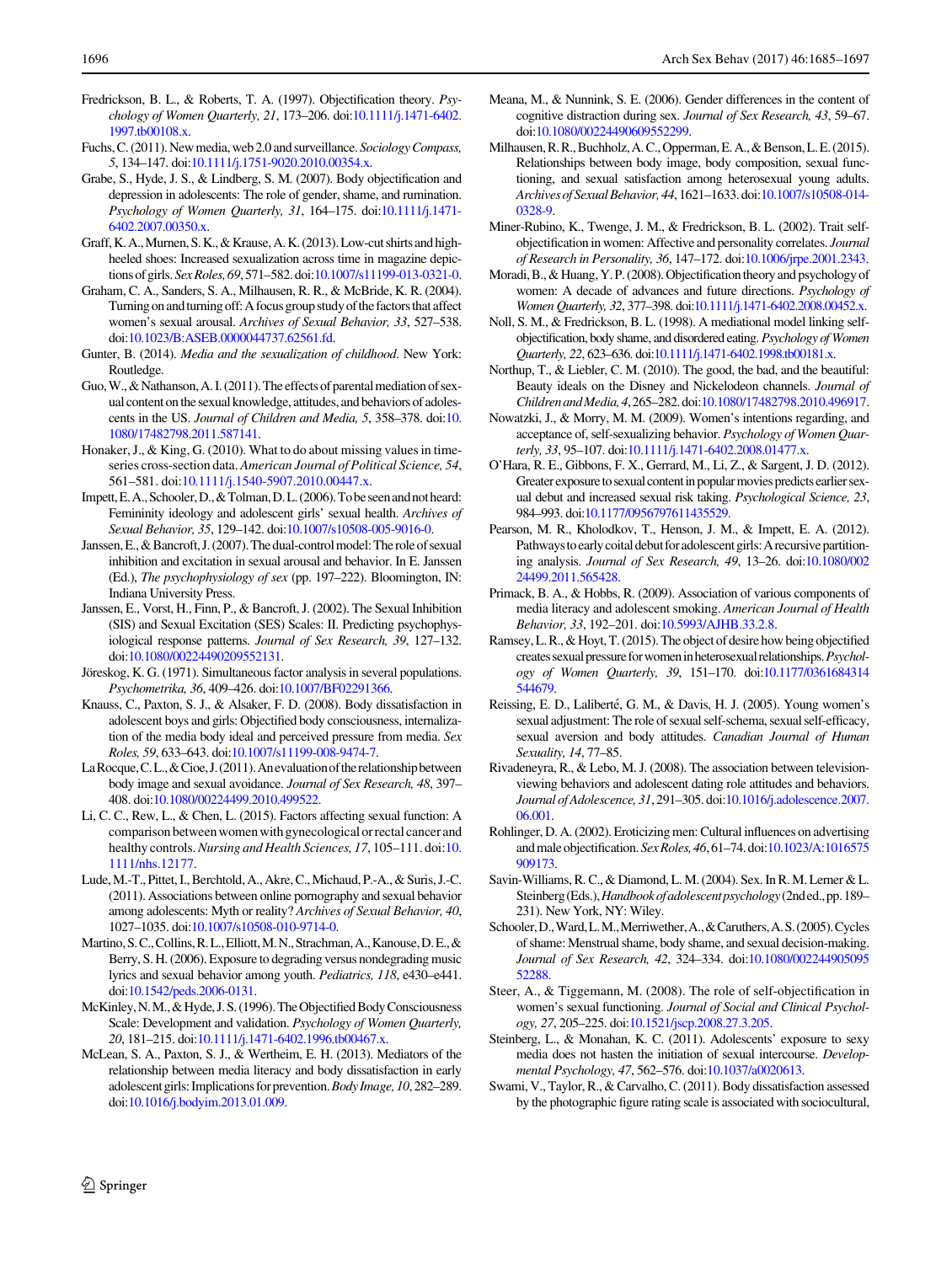Fredrickson, B. L., & Roberts, T. A. (1997). Objectification theory. *Psychology of Women Quarterly, 21*, 173–206. doi:10.1111/j.1471-6402.1997.tb00108.x.

Fuchs, C. (2011). New media, web 2.0 and surveillance. *Sociology Compass, 5*, 134–147. doi:10.1111/j.1751-9020.2010.00354.x.

Grabe, S., Hyde, J. S., & Lindberg, S. M. (2007). Body objectification and depression in adolescents: The role of gender, shame, and rumination. *Psychology of Women Quarterly, 31*, 164–175. doi:10.1111/j.1471-6402.2007.00350.x.

Graff, K. A., Murnen, S. K., & Krause, A. K. (2013). Low-cut shirts and high-heeled shoes: Increased sexualization across time in magazine depictions of girls. *Sex Roles, 69*, 571–582. doi:10.1007/s11199-013-0321-0.

Graham, C. A., Sanders, S. A., Milhausen, R. R., & McBride, K. R. (2004). Turning on and turning off: A focus group study of the factors that affect women's sexual arousal. *Archives of Sexual Behavior, 33*, 527–538. doi:10.1023/B:ASEB.0000044737.62561.fd.

Gunter, B. (2014). *Media and the sexualization of childhood*. New York: Routledge.

Guo, W., & Nathanson, A. I. (2011). The effects of parental mediation of sexual content on the sexual knowledge, attitudes, and behaviors of adolescents in the US. *Journal of Children and Media, 5*, 358–378. doi:10.1080/17482798.2011.587141.

Honaker, J., & King, G. (2010). What to do about missing values in time-series cross-section data. *American Journal of Political Science, 54*, 561–581. doi:10.1111/j.1540-5907.2010.00447.x.

Impett, E. A., Schooler, D., & Tolman, D. L. (2006). To be seen and not heard: Femininity ideology and adolescent girls' sexual health. *Archives of Sexual Behavior, 35*, 129–142. doi:10.1007/s10508-005-9016-0.

Janssen, E., & Bancroft, J. (2007). The dual-control model: The role of sexual inhibition and excitation in sexual arousal and behavior. In E. Janssen (Ed.), *The psychophysiology of sex* (pp. 197–222). Bloomington, IN: Indiana University Press.

Janssen, E., Vorst, H., Finn, P., & Bancroft, J. (2002). The Sexual Inhibition (SIS) and Sexual Excitation (SES) Scales: II. Predicting psychophysiological response patterns. *Journal of Sex Research, 39*, 127–132. doi:10.1080/00224490209552131.

Jöreskog, K. G. (1971). Simultaneous factor analysis in several populations. *Psychometrika, 36*, 409–426. doi:10.1007/BF02291366.

Knauss, C., Paxton, S. J., & Alsaker, F. D. (2008). Body dissatisfaction in adolescent boys and girls: Objectified body consciousness, internalization of the media body ideal and perceived pressure from media. *Sex Roles, 59*, 633–643. doi:10.1007/s11199-008-9474-7.

La Rocque, C. L., & Cioe, J. (2011). An evaluation of the relationship between body image and sexual avoidance. *Journal of Sex Research, 48*, 397–408. doi:10.1080/00224499.2010.499522.

Li, C. C., Rew, L., & Chen, L. (2015). Factors affecting sexual function: A comparison between women with gynecological or rectal cancer and healthy controls. *Nursing and Health Sciences, 17*, 105–111. doi:10.1111/nhs.12177.

Lude, M.-T., Pittet, I., Berchtold, A., Akre, C., Michaud, P.-A., & Suris, J.-C. (2011). Associations between online pornography and sexual behavior among adolescents: Myth or reality? *Archives of Sexual Behavior, 40*, 1027–1035. doi:10.1007/s10508-010-9714-0.

Martino, S. C., Collins, R. L., Elliott, M. N., Strachman, A., Kanouse, D. E., & Berry, S. H. (2006). Exposure to degrading versus nondegrading music lyrics and sexual behavior among youth. *Pediatrics, 118*, e430–e441. doi:10.1542/peds.2006-0131.

McKinley, N. M., & Hyde, J. S. (1996). The Objectified Body Consciousness Scale: Development and validation. *Psychology of Women Quarterly, 20*, 181–215. doi:10.1111/j.1471-6402.1996.tb00467.x.

McLean, S. A., Paxton, S. J., & Wertheim, E. H. (2013). Mediators of the relationship between media literacy and body dissatisfaction in early adolescent girls: Implications for prevention. *Body Image, 10*, 282–289. doi:10.1016/j.bodyim.2013.01.009.

Meana, M., & Nunnink, S. E. (2006). Gender differences in the content of cognitive distraction during sex. *Journal of Sex Research, 43*, 59–67. doi:10.1080/00224490609552299.

Milhausen, R. R., Buchholz, A. C., Opperman, E. A., & Benson, L. E. (2015). Relationships between body image, body composition, sexual functioning, and sexual satisfaction among heterosexual young adults. *Archives of Sexual Behavior, 44*, 1621–1633. doi:10.1007/s10508-014-0328-9.

Miner-Rubino, K., Twenge, J. M., & Fredrickson, B. L. (2002). Trait self-objectification in women: Affective and personality correlates. *Journal of Research in Personality, 36*, 147–172. doi:10.1006/jrpe.2001.2343.

Moradi, B., & Huang, Y. P. (2008). Objectification theory and psychology of women: A decade of advances and future directions. *Psychology of Women Quarterly, 32*, 377–398. doi:10.1111/j.1471-6402.2008.00452.x.

Noll, S. M., & Fredrickson, B. L. (1998). A mediational model linking self-objectification, body shame, and disordered eating. *Psychology of Women Quarterly, 22*, 623–636. doi:10.1111/j.1471-6402.1998.tb00181.x.

Northup, T., & Liebler, C. M. (2010). The good, the bad, and the beautiful: Beauty ideals on the Disney and Nickelodeon channels. *Journal of Children and Media, 4*, 265–282. doi:10.1080/17482798.2010.496917.

Nowatzki, J., & Morry, M. M. (2009). Women's intentions regarding, and acceptance of, self-sexualizing behavior. *Psychology of Women Quarterly, 33*, 95–107. doi:10.1111/j.1471-6402.2008.01477.x.

O'Hara, R. E., Gibbons, F. X., Gerrard, M., Li, Z., & Sargent, J. D. (2012). Greater exposure to sexual content in popular movies predicts earlier sexual debut and increased sexual risk taking. *Psychological Science, 23*, 984–993. doi:10.1177/0956797611435529.

Pearson, M. R., Kholodkov, T., Henson, J. M., & Impett, E. A. (2012). Pathways to early coital debut for adolescent girls: A recursive partitioning analysis. *Journal of Sex Research, 49*, 13–26. doi:10.1080/00224499.2011.565428.

Primack, B. A., & Hobbs, R. (2009). Association of various components of media literacy and adolescent smoking. *American Journal of Health Behavior, 33*, 192–201. doi:10.5993/AJHB.33.2.8.

Ramsey, L. R., & Hoyt, T. (2015). The object of desire how being objectified creates sexual pressure for women in heterosexual relationships. *Psychology of Women Quarterly, 39*, 151–170. doi:10.1177/0361684314544679.

Reissing, E. D., Laliberté, G. M., & Davis, H. J. (2005). Young women's sexual adjustment: The role of sexual self-schema, sexual self-efficacy, sexual aversion and body attitudes. *Canadian Journal of Human Sexuality, 14*, 77–85.

Rivadeneyra, R., & Lebo, M. J. (2008). The association between television-viewing behaviors and adolescent dating role attitudes and behaviors. *Journal of Adolescence, 31*, 291–305. doi:10.1016/j.adolescence.2007.06.001.

Rohlinger, D. A. (2002). Eroticizing men: Cultural influences on advertising and male objectification. *Sex Roles, 46*, 61–74. doi:10.1023/A:1016575909173.

Savin-Williams, R. C., & Diamond, L. M. (2004). Sex. In R. M. Lerner & L. Steinberg (Eds.), *Handbook of adolescent psychology* (2nd ed., pp. 189–231). New York, NY: Wiley.

Schooler, D., Ward, L. M., Merriwether, A., & Caruthers, A. S. (2005). Cycles of shame: Menstrual shame, body shame, and sexual decision-making. *Journal of Sex Research, 42*, 324–334. doi:10.1080/00224490509552288.

Steer, A., & Tiggemann, M. (2008). The role of self-objectification in women's sexual functioning. *Journal of Social and Clinical Psychology, 27*, 205–225. doi:10.1521/jscp.2008.27.3.205.

Steinberg, L., & Monahan, K. C. (2011). Adolescents' exposure to sexy media does not hasten the initiation of sexual intercourse. *Developmental Psychology, 47*, 562–576. doi:10.1037/a0020613.

Swami, V., Taylor, R., & Carvalho, C. (2011). Body dissatisfaction assessed by the photographic figure rating scale is associated with sociocultural,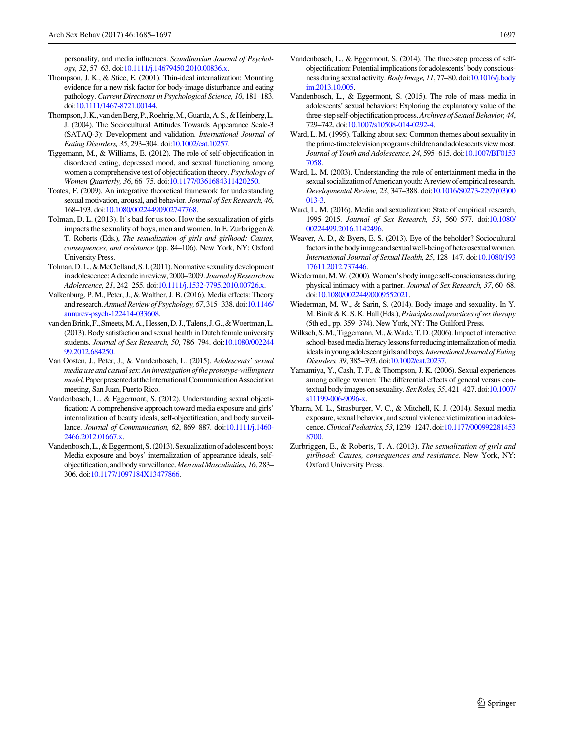personality, and media influences. *Scandinavian Journal of Psychology, 52*, 57–63. doi:10.1111/j.14679450.2010.00836.x.

Thompson, J. K., & Stice, E. (2001). Thin-ideal internalization: Mounting evidence for a new risk factor for body-image disturbance and eating pathology. *Current Directions in Psychological Science, 10*, 181–183. doi:10.1111/1467-8721.00144.

Thompson, J. K., van den Berg, P., Roehrig, M., Guarda, A. S., & Heinberg, L. J. (2004). The Sociocultural Attitudes Towards Appearance Scale-3 (SATAQ-3): Development and validation. *International Journal of Eating Disorders, 35*, 293–304. doi:10.1002/eat.10257.

Tiggemann, M., & Williams, E. (2012). The role of self-objectification in disordered eating, depressed mood, and sexual functioning among women a comprehensive test of objectification theory. *Psychology of Women Quarterly, 36*, 66–75. doi:10.1177/0361684311420250.

Toates, F. (2009). An integrative theoretical framework for understanding sexual motivation, arousal, and behavior. *Journal of Sex Research, 46*, 168–193. doi:10.1080/00224490902747768.

Tolman, D. L. (2013). It's bad for us too. How the sexualization of girls impacts the sexuality of boys, men and women. In E. Zurbriggen & T. Roberts (Eds.), *The sexualization of girls and girlhood: Causes, consequences, and resistance* (pp. 84–106). New York, NY: Oxford University Press.

Tolman, D. L., & McClelland, S. I. (2011). Normative sexuality development in adolescence: A decade in review, 2000–2009. *Journal of Research on Adolescence, 21*, 242–255. doi:10.1111/j.1532-7795.2010.00726.x.

Valkenburg, P. M., Peter, J., & Walther, J. B. (2016). Media effects: Theory and research. *Annual Review of Psychology, 67*, 315–338. doi:10.1146/annurev-psych-122414-033608.

van den Brink, F., Smeets, M. A., Hessen, D. J., Talens, J. G., & Woertman, L. (2013). Body satisfaction and sexual health in Dutch female university students. *Journal of Sex Research, 50*, 786–794. doi:10.1080/00224499.2012.684250.

Van Oosten, J., Peter, J., & Vandenbosch, L. (2015). *Adolescents' sexual media use and casual sex: An investigation of the prototype-willingness model*. Paper presented at the International Communication Association meeting, San Juan, Puerto Rico.

Vandenbosch, L., & Eggermont, S. (2012). Understanding sexual objectification: A comprehensive approach toward media exposure and girls' internalization of beauty ideals, self-objectification, and body surveillance. *Journal of Communication, 62*, 869–887. doi:10.1111/j.1460-2466.2012.01667.x.

Vandenbosch, L., & Eggermont, S. (2013). Sexualization of adolescent boys: Media exposure and boys' internalization of appearance ideals, self-objectification, and body surveillance. *Men and Masculinities, 16*, 283–306. doi:10.1177/1097184X13477866.

Vandenbosch, L., & Eggermont, S. (2014). The three-step process of self-objectification: Potential implications for adolescents' body consciousness during sexual activity. *Body Image, 11*, 77–80. doi:10.1016/j.bodyim.2013.10.005.

Vandenbosch, L., & Eggermont, S. (2015). The role of mass media in adolescents' sexual behaviors: Exploring the explanatory value of the three-step self-objectification process. *Archives of Sexual Behavior, 44*, 729–742. doi:10.1007/s10508-014-0292-4.

Ward, L. M. (1995). Talking about sex: Common themes about sexuality in the prime-time television programs children and adolescents view most. *Journal of Youth and Adolescence, 24*, 595–615. doi:10.1007/BF01537058.

Ward, L. M. (2003). Understanding the role of entertainment media in the sexual socialization of American youth: A review of empirical research. *Developmental Review, 23*, 347–388. doi:10.1016/S0273-2297(03)00013-3.

Ward, L. M. (2016). Media and sexualization: State of empirical research, 1995–2015. *Journal of Sex Research, 53*, 560–577. doi:10.1080/00224499.2016.1142496.

Weaver, A. D., & Byers, E. S. (2013). Eye of the beholder? Sociocultural factors in the body image and sexual well-being of heterosexual women. *International Journal of Sexual Health, 25*, 128–147. doi:10.1080/19317611.2012.737446.

Wiederman, M. W. (2000). Women's body image self-consciousness during physical intimacy with a partner. *Journal of Sex Research, 37*, 60–68. doi:10.1080/00224490009552021.

Wiederman, M. W., & Sarin, S. (2014). Body image and sexuality. In Y. M. Binik & K. S. K. Hall (Eds.), *Principles and practices of sex therapy* (5th ed., pp. 359–374). New York, NY: The Guilford Press.

Wilksch, S. M., Tiggemann, M., & Wade, T. D. (2006). Impact of interactive school-based media literacy lessons for reducing internalization of media ideals in young adolescent girls and boys. *International Journal of Eating Disorders, 39*, 385–393. doi:10.1002/eat.20237.

Yamamiya, Y., Cash, T. F., & Thompson, J. K. (2006). Sexual experiences among college women: The differential effects of general versus contextual body images on sexuality. *Sex Roles, 55*, 421–427. doi:10.1007/s11199-006-9096-x.

Ybarra, M. L., Strasburger, V. C., & Mitchell, K. J. (2014). Sexual media exposure, sexual behavior, and sexual violence victimization in adolescence. *Clinical Pediatrics, 53*, 1239–1247. doi:10.1177/0009922814538700.

Zurbriggen, E., & Roberts, T. A. (2013). *The sexualization of girls and girlhood: Causes, consequences and resistance*. New York, NY: Oxford University Press.